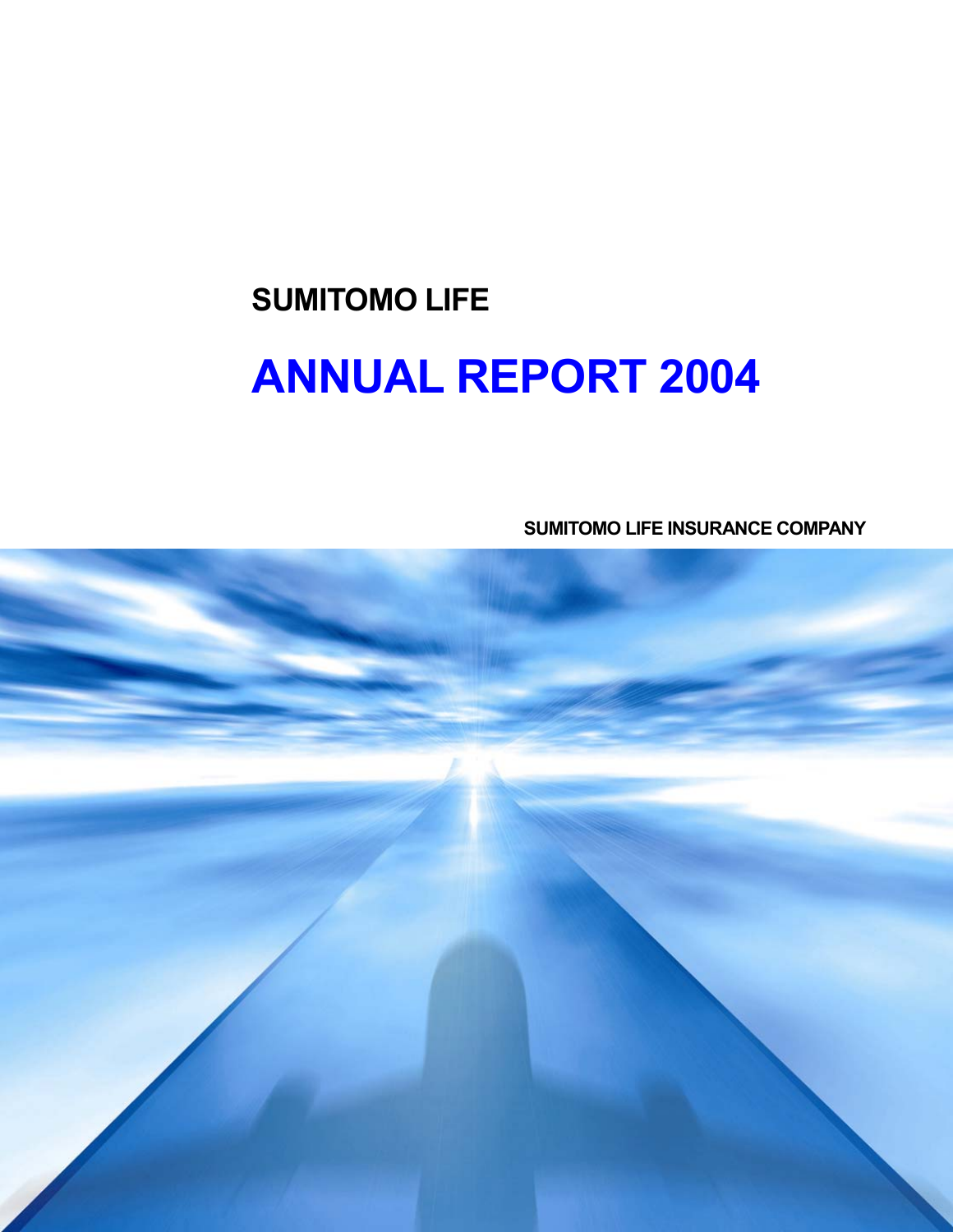**SUMITOMO LIFE**

# ANNUAL REPORT 2004

**SUMITOMO LIFE INSURANCE COMPANY**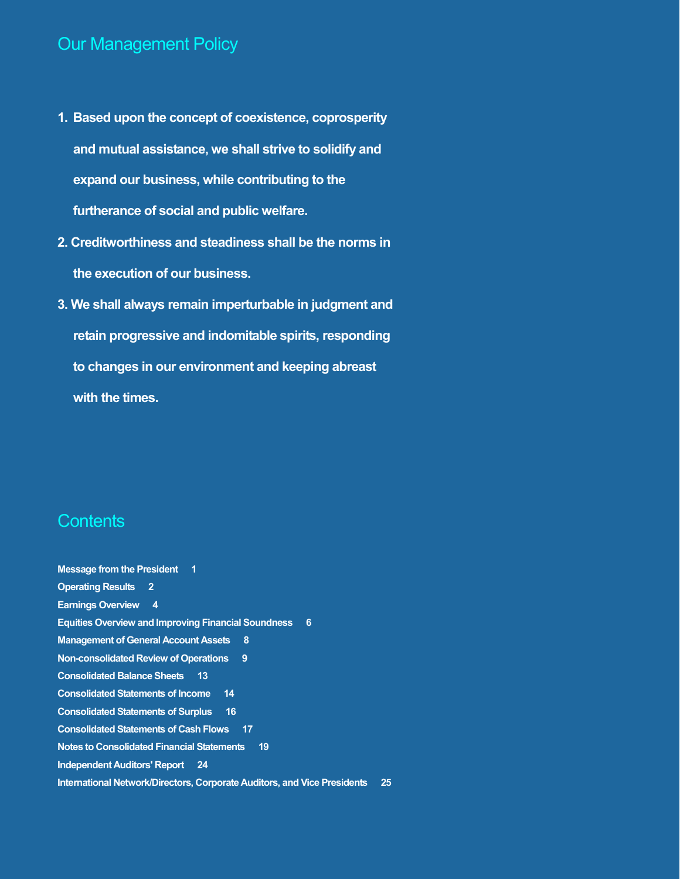## Our Management Policy

1. **Based upon the concept of coexistence, coprosperity and mutual assistance, we shall strive to solidify and expand our business, while contributing to the furtherance of social and public welfare.**
2. **Creditworthiness and steadiness shall be the norms in the execution of our business.**
3. **We shall always remain imperturbable in judgment and retain progressive and indomitable spirits, responding to changes in our environment and keeping abreast with the times.**

## Contents

- Message from the President 1
- Operating Results 2
- Earnings Overview 4
- Equities Overview and Improving Financial Soundness 6
- Management of General Account Assets 8
- Non-consolidated Review of Operations 9
- Consolidated Balance Sheets 13
- Consolidated Statements of Income 14
- Consolidated Statements of Surplus 16
- Consolidated Statements of Cash Flows 17
- Notes to Consolidated Financial Statements 19
- Independent Auditors' Report 24
- International Network/Directors, Corporate Auditors, and Vice Presidents 25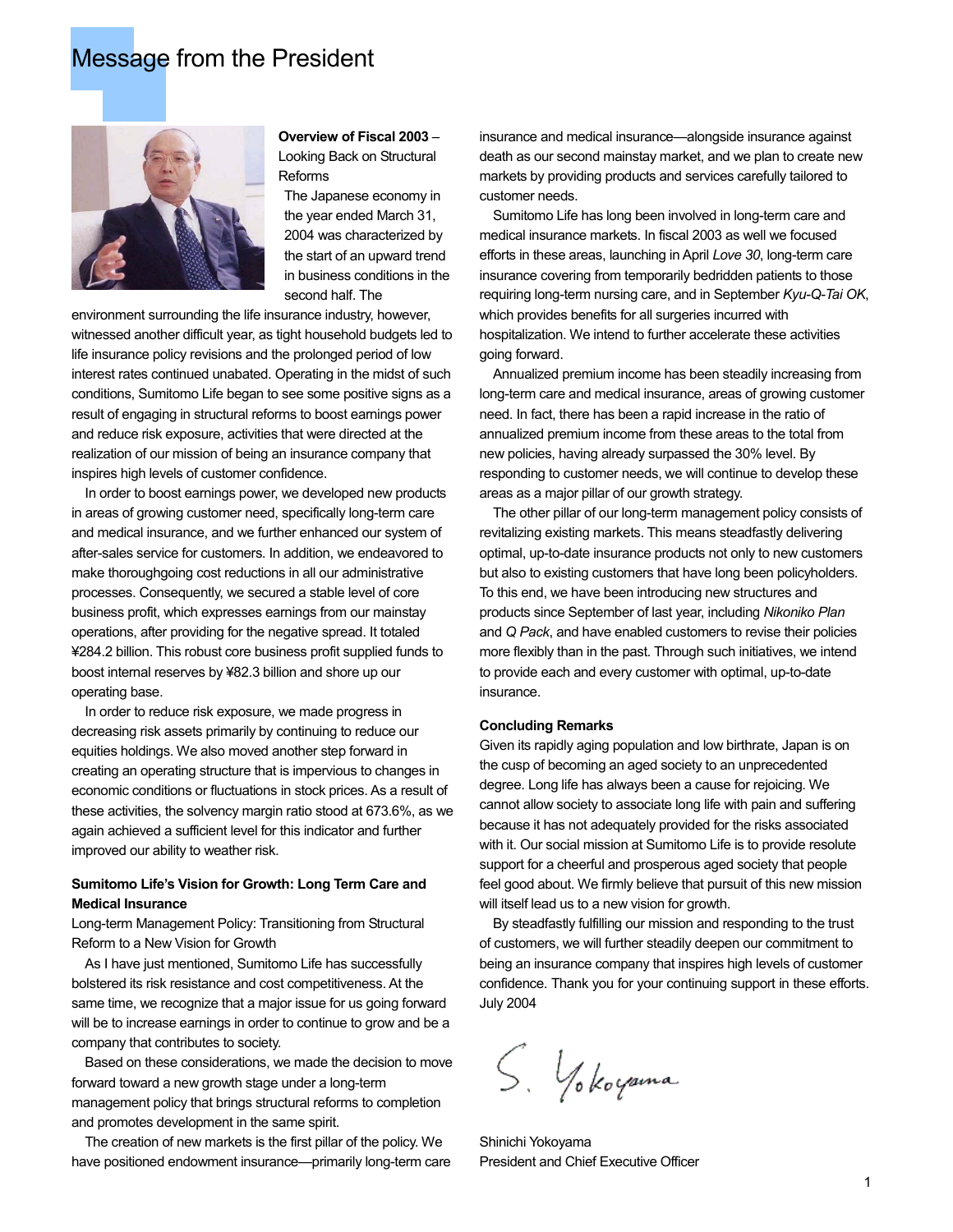# Message from the President

**Overview of Fiscal 2003** – Looking Back on Structural Reforms

The Japanese economy in the year ended March 31, 2004 was characterized by the start of an upward trend in business conditions in the second half. The environment surrounding the life insurance industry, however, witnessed another difficult year, as tight household budgets led to life insurance policy revisions and the prolonged period of low interest rates continued unabated. Operating in the midst of such conditions, Sumitomo Life began to see some positive signs as a result of engaging in structural reforms to boost earnings power and reduce risk exposure, activities that were directed at the realization of our mission of being an insurance company that inspires high levels of customer confidence.

In order to boost earnings power, we developed new products in areas of growing customer need, specifically long-term care and medical insurance, and we further enhanced our system of after-sales service for customers. In addition, we endeavored to make thoroughgoing cost reductions in all our administrative processes. Consequently, we secured a stable level of core business profit, which expresses earnings from our mainstay operations, after providing for the negative spread. It totaled ¥284.2 billion. This robust core business profit supplied funds to boost internal reserves by ¥82.3 billion and shore up our operating base.

In order to reduce risk exposure, we made progress in decreasing risk assets primarily by continuing to reduce our equities holdings. We also moved another step forward in creating an operating structure that is impervious to changes in economic conditions or fluctuations in stock prices. As a result of these activities, the solvency margin ratio stood at 673.6%, as we again achieved a sufficient level for this indicator and further improved our ability to weather risk.

**Sumitomo Life's Vision for Growth: Long Term Care and Medical Insurance**

Long-term Management Policy: Transitioning from Structural Reform to a New Vision for Growth

As I have just mentioned, Sumitomo Life has successfully bolstered its risk resistance and cost competitiveness. At the same time, we recognize that a major issue for us going forward will be to increase earnings in order to continue to grow and be a company that contributes to society.

Based on these considerations, we made the decision to move forward toward a new growth stage under a long-term management policy that brings structural reforms to completion and promotes development in the same spirit.

The creation of new markets is the first pillar of the policy. We have positioned endowment insurance—primarily long-term care insurance and medical insurance—alongside insurance against death as our second mainstay market, and we plan to create new markets by providing products and services carefully tailored to customer needs.

Sumitomo Life has long been involved in long-term care and medical insurance markets. In fiscal 2003 as well we focused efforts in these areas, launching in April *Love 30*, long-term care insurance covering from temporarily bedridden patients to those requiring long-term nursing care, and in September *Kyu-Q-Tai OK*, which provides benefits for all surgeries incurred with hospitalization. We intend to further accelerate these activities going forward.

Annualized premium income has been steadily increasing from long-term care and medical insurance, areas of growing customer need. In fact, there has been a rapid increase in the ratio of annualized premium income from these areas to the total from new policies, having already surpassed the 30% level. By responding to customer needs, we will continue to develop these areas as a major pillar of our growth strategy.

The other pillar of our long-term management policy consists of revitalizing existing markets. This means steadfastly delivering optimal, up-to-date insurance products not only to new customers but also to existing customers that have long been policyholders. To this end, we have been introducing new structures and products since September of last year, including *Nikoniko Plan* and *Q Pack*, and have enabled customers to revise their policies more flexibly than in the past. Through such initiatives, we intend to provide each and every customer with optimal, up-to-date insurance.

**Concluding Remarks**

Given its rapidly aging population and low birthrate, Japan is on the cusp of becoming an aged society to an unprecedented degree. Long life has always been a cause for rejoicing. We cannot allow society to associate long life with pain and suffering because it has not adequately provided for the risks associated with it. Our social mission at Sumitomo Life is to provide resolute support for a cheerful and prosperous aged society that people feel good about. We firmly believe that pursuit of this new mission will itself lead us to a new vision for growth.

By steadfastly fulfilling our mission and responding to the trust of customers, we will further steadily deepen our commitment to being an insurance company that inspires high levels of customer confidence. Thank you for your continuing support in these efforts.

July 2004

S. Yokoyama

Shinichi Yokoyama
President and Chief Executive Officer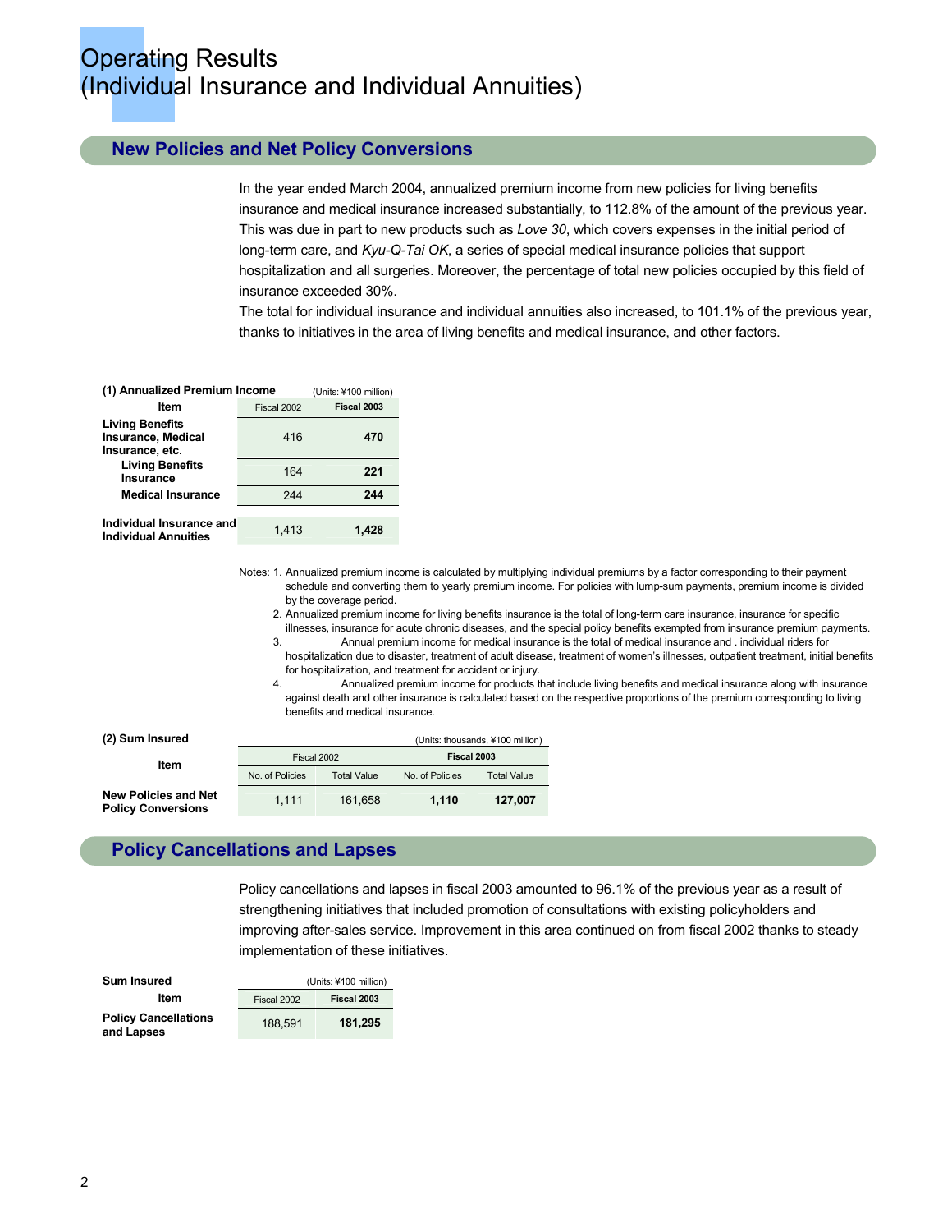# Operating Results (Individual Insurance and Individual Annuities)

## New Policies and Net Policy Conversions

In the year ended March 2004, annualized premium income from new policies for living benefits insurance and medical insurance increased substantially, to 112.8% of the amount of the previous year. This was due in part to new products such as *Love 30*, which covers expenses in the initial period of long-term care, and *Kyu-Q-Tai OK*, a series of special medical insurance policies that support hospitalization and all surgeries. Moreover, the percentage of total new policies occupied by this field of insurance exceeded 30%.

The total for individual insurance and individual annuities also increased, to 101.1% of the previous year, thanks to initiatives in the area of living benefits and medical insurance, and other factors.

**(1) Annualized Premium Income** (Units: ¥100 million)

| Item | Fiscal 2002 | Fiscal 2003 |
|---|---|---|
| **Living Benefits Insurance, Medical Insurance, etc.** | 416 | **470** |
| **Living Benefits Insurance** | 164 | **221** |
| **Medical Insurance** | 244 | **244** |
| **Individual Insurance and Individual Annuities** | 1,413 | **1,428** |

Notes: 1. Annualized premium income is calculated by multiplying individual premiums by a factor corresponding to their payment schedule and converting them to yearly premium income. For policies with lump-sum payments, premium income is divided by the coverage period.
2. Annualized premium income for living benefits insurance is the total of long-term care insurance, insurance for specific illnesses, insurance for acute chronic diseases, and the special policy benefits exempted from insurance premium payments.
3. Annual premium income for medical insurance is the total of medical insurance and . individual riders for hospitalization due to disaster, treatment of adult disease, treatment of women's illnesses, outpatient treatment, initial benefits for hospitalization, and treatment for accident or injury.
4. Annualized premium income for products that include living benefits and medical insurance along with insurance against death and other insurance is calculated based on the respective proportions of the premium corresponding to living benefits and medical insurance.

**(2) Sum Insured** (Units: thousands, ¥100 million)

| Item | Fiscal 2002 | | Fiscal 2003 | |
|---|---|---|---|---|
| | No. of Policies | Total Value | No. of Policies | Total Value |
| **New Policies and Net Policy Conversions** | 1,111 | 161,658 | **1,110** | **127,007** |

## Policy Cancellations and Lapses

Policy cancellations and lapses in fiscal 2003 amounted to 96.1% of the previous year as a result of strengthening initiatives that included promotion of consultations with existing policyholders and improving after-sales service. Improvement in this area continued on from fiscal 2002 thanks to steady implementation of these initiatives.

**Sum Insured** (Units: ¥100 million)

| Item | Fiscal 2002 | Fiscal 2003 |
|---|---|---|
| **Policy Cancellations and Lapses** | 188,591 | **181,295** |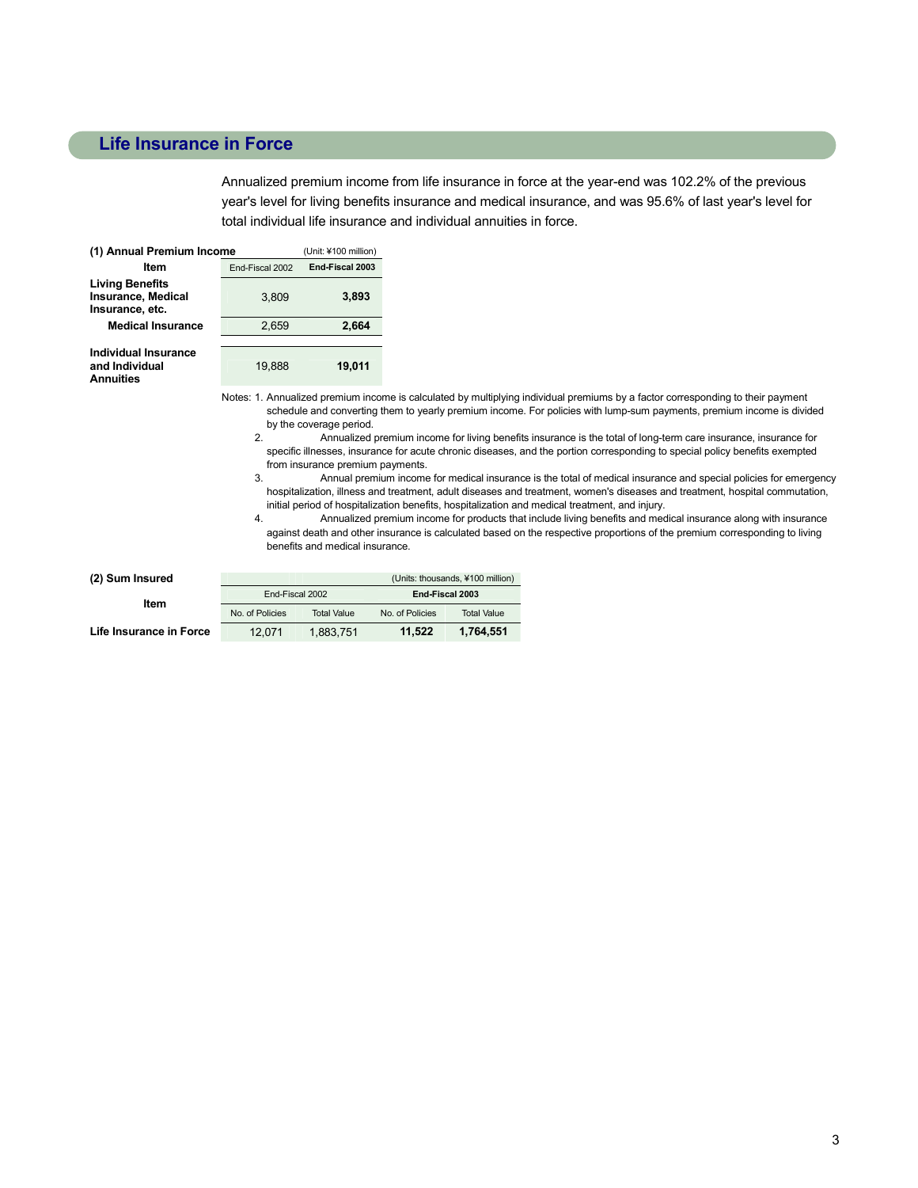## Life Insurance in Force

Annualized premium income from life insurance in force at the year-end was 102.2% of the previous year's level for living benefits insurance and medical insurance, and was 95.6% of last year's level for total individual life insurance and individual annuities in force.

**(1) Annual Premium Income** (Unit: ¥100 million)

| Item | End-Fiscal 2002 | **End-Fiscal 2003** |
|---|---|---|
| **Living Benefits Insurance, Medical Insurance, etc.** | 3,809 | **3,893** |
| **Medical Insurance** | 2,659 | **2,664** |
| **Individual Insurance and Individual Annuities** | 19,888 | **19,011** |

Notes: 1. Annualized premium income is calculated by multiplying individual premiums by a factor corresponding to their payment schedule and converting them to yearly premium income. For policies with lump-sum payments, premium income is divided by the coverage period.

2. Annualized premium income for living benefits insurance is the total of long-term care insurance, insurance for specific illnesses, insurance for acute chronic diseases, and the portion corresponding to special policy benefits exempted from insurance premium payments.

3. Annual premium income for medical insurance is the total of medical insurance and special policies for emergency hospitalization, illness and treatment, adult diseases and treatment, women's diseases and treatment, hospital commutation, initial period of hospitalization benefits, hospitalization and medical treatment, and injury.

4. Annualized premium income for products that include living benefits and medical insurance along with insurance against death and other insurance is calculated based on the respective proportions of the premium corresponding to living benefits and medical insurance.

**(2) Sum Insured** (Units: thousands, ¥100 million)

| Item | End-Fiscal 2002 | | **End-Fiscal 2003** | |
|---|---|---|---|---|
| | No. of Policies | Total Value | No. of Policies | Total Value |
| **Life Insurance in Force** | 12,071 | 1,883,751 | **11,522** | **1,764,551** |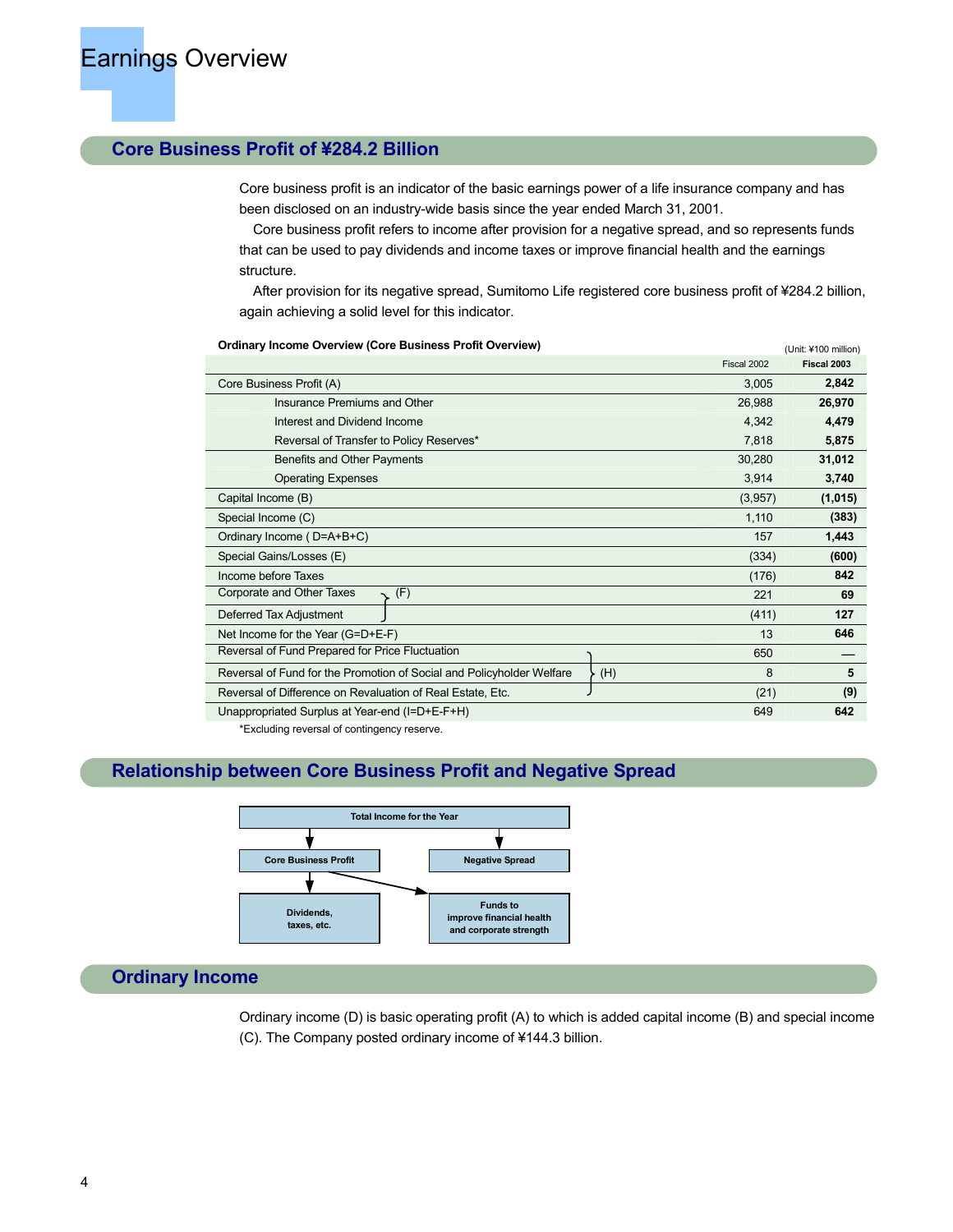# Earnings Overview

## Core Business Profit of ¥284.2 Billion

Core business profit is an indicator of the basic earnings power of a life insurance company and has been disclosed on an industry-wide basis since the year ended March 31, 2001.

Core business profit refers to income after provision for a negative spread, and so represents funds that can be used to pay dividends and income taxes or improve financial health and the earnings structure.

After provision for its negative spread, Sumitomo Life registered core business profit of ¥284.2 billion, again achieving a solid level for this indicator.

**Ordinary Income Overview (Core Business Profit Overview)**

(Unit: ¥100 million)

| | Fiscal 2002 | **Fiscal 2003** |
|---|---|---|
| Core Business Profit (A) | 3,005 | **2,842** |
| Insurance Premiums and Other | 26,988 | **26,970** |
| Interest and Dividend Income | 4,342 | **4,479** |
| Reversal of Transfer to Policy Reserves* | 7,818 | **5,875** |
| Benefits and Other Payments | 30,280 | **31,012** |
| Operating Expenses | 3,914 | **3,740** |
| Capital Income (B) | (3,957) | **(1,015)** |
| Special Income (C) | 1,110 | **(383)** |
| Ordinary Income ( D=A+B+C) | 157 | **1,443** |
| Special Gains/Losses (E) | (334) | **(600)** |
| Income before Taxes | (176) | **842** |
| Corporate and Other Taxes (F) | 221 | **69** |
| Deferred Tax Adjustment (F) | (411) | **127** |
| Net Income for the Year (G=D+E-F) | 13 | **646** |
| Reversal of Fund Prepared for Price Fluctuation (H) | 650 | **—** |
| Reversal of Fund for the Promotion of Social and Policyholder Welfare (H) | 8 | **5** |
| Reversal of Difference on Revaluation of Real Estate, Etc. (H) | (21) | **(9)** |
| Unappropriated Surplus at Year-end (I=D+E-F+H) | 649 | **642** |

*Excluding reversal of contingency reserve.

## Relationship between Core Business Profit and Negative Spread

Total Income for the Year → Core Business Profit; Negative Spread

Core Business Profit → Dividends, taxes, etc.; Funds to improve financial health and corporate strength

## Ordinary Income

Ordinary income (D) is basic operating profit (A) to which is added capital income (B) and special income (C). The Company posted ordinary income of ¥144.3 billion.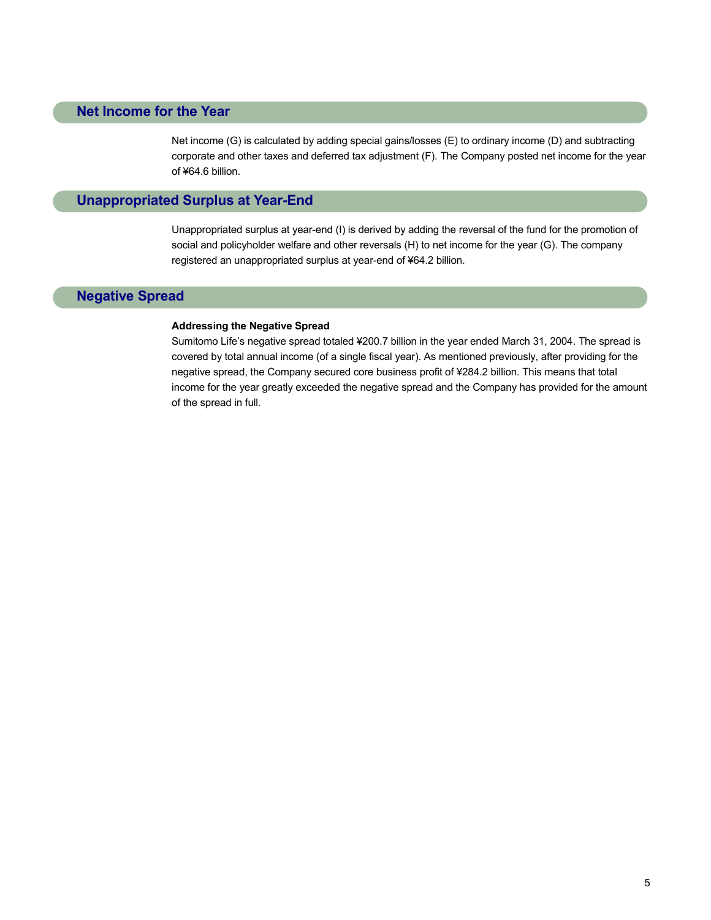## Net Income for the Year

Net income (G) is calculated by adding special gains/losses (E) to ordinary income (D) and subtracting corporate and other taxes and deferred tax adjustment (F). The Company posted net income for the year of ¥64.6 billion.

## Unappropriated Surplus at Year-End

Unappropriated surplus at year-end (I) is derived by adding the reversal of the fund for the promotion of social and policyholder welfare and other reversals (H) to net income for the year (G). The company registered an unappropriated surplus at year-end of ¥64.2 billion.

## Negative Spread

**Addressing the Negative Spread**

Sumitomo Life's negative spread totaled ¥200.7 billion in the year ended March 31, 2004. The spread is covered by total annual income (of a single fiscal year). As mentioned previously, after providing for the negative spread, the Company secured core business profit of ¥284.2 billion. This means that total income for the year greatly exceeded the negative spread and the Company has provided for the amount of the spread in full.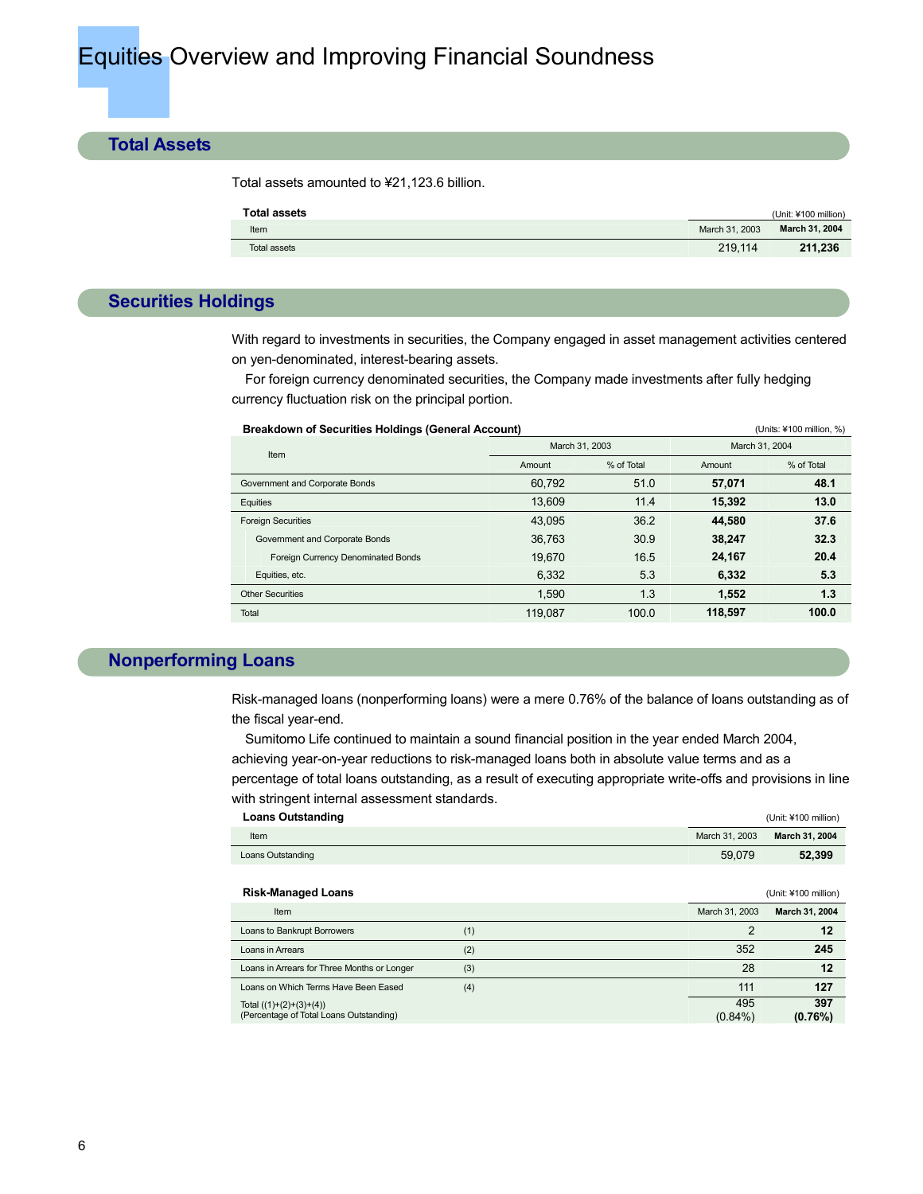# Equities Overview and Improving Financial Soundness

## Total Assets

Total assets amounted to ¥21,123.6 billion.

**Total assets** (Unit: ¥100 million)

| Item | March 31, 2003 | March 31, 2004 |
|---|---|---|
| Total assets | 219,114 | **211,236** |

## Securities Holdings

With regard to investments in securities, the Company engaged in asset management activities centered on yen-denominated, interest-bearing assets.

For foreign currency denominated securities, the Company made investments after fully hedging currency fluctuation risk on the principal portion.

**Breakdown of Securities Holdings (General Account)** (Units: ¥100 million, %)

| Item | March 31, 2003 | | March 31, 2004 | |
|---|---|---|---|---|
| | Amount | % of Total | Amount | % of Total |
| Government and Corporate Bonds | 60,792 | 51.0 | **57,071** | **48.1** |
| Equities | 13,609 | 11.4 | **15,392** | **13.0** |
| Foreign Securities | 43,095 | 36.2 | **44,580** | **37.6** |
| Government and Corporate Bonds | 36,763 | 30.9 | **38,247** | **32.3** |
| Foreign Currency Denominated Bonds | 19,670 | 16.5 | **24,167** | **20.4** |
| Equities, etc. | 6,332 | 5.3 | **6,332** | **5.3** |
| Other Securities | 1,590 | 1.3 | **1,552** | **1.3** |
| Total | 119,087 | 100.0 | **118,597** | **100.0** |

## Nonperforming Loans

Risk-managed loans (nonperforming loans) were a mere 0.76% of the balance of loans outstanding as of the fiscal year-end.

Sumitomo Life continued to maintain a sound financial position in the year ended March 2004, achieving year-on-year reductions to risk-managed loans both in absolute value terms and as a percentage of total loans outstanding, as a result of executing appropriate write-offs and provisions in line with stringent internal assessment standards.

**Loans Outstanding** (Unit: ¥100 million)

| Item | March 31, 2003 | March 31, 2004 |
|---|---|---|
| Loans Outstanding | 59,079 | **52,399** |

**Risk-Managed Loans** (Unit: ¥100 million)

| Item | | March 31, 2003 | March 31, 2004 |
|---|---|---|---|
| Loans to Bankrupt Borrowers | (1) | 2 | **12** |
| Loans in Arrears | (2) | 352 | **245** |
| Loans in Arrears for Three Months or Longer | (3) | 28 | **12** |
| Loans on Which Terms Have Been Eased | (4) | 111 | **127** |
| Total ((1)+(2)+(3)+(4)) (Percentage of Total Loans Outstanding) | | 495 (0.84%) | **397 (0.76%)** |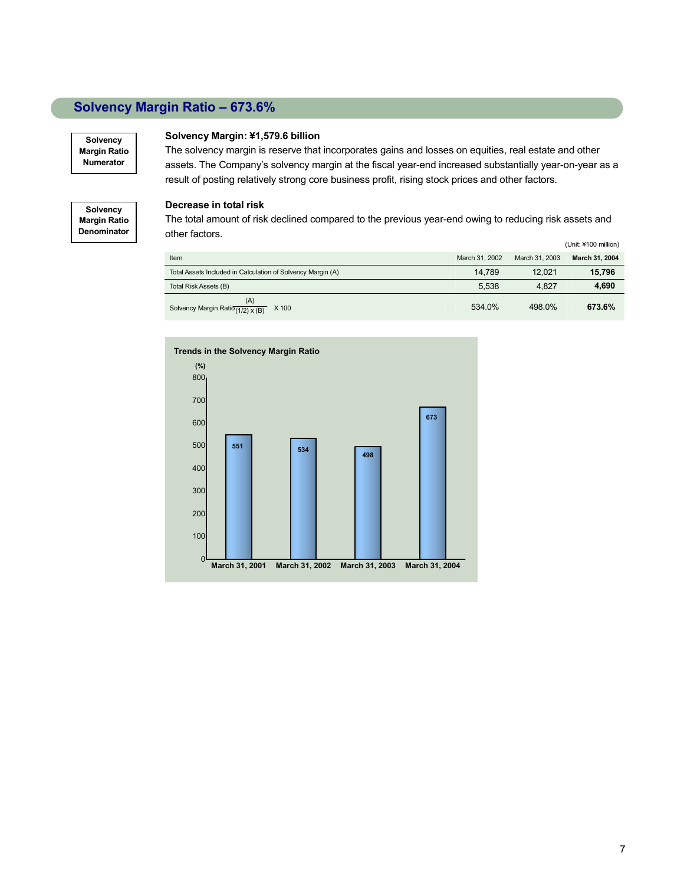## Solvency Margin Ratio – 673.6%

**Solvency Margin Ratio Numerator**

### Solvency Margin: ¥1,579.6 billion

The solvency margin is reserve that incorporates gains and losses on equities, real estate and other assets. The Company's solvency margin at the fiscal year-end increased substantially year-on-year as a result of posting relatively strong core business profit, rising stock prices and other factors.

**Solvency Margin Ratio Denominator**

### Decrease in total risk

The total amount of risk declined compared to the previous year-end owing to reducing risk assets and other factors.

(Unit: ¥100 million)

| Item | March 31, 2002 | March 31, 2003 | **March 31, 2004** |
|---|---|---|---|
| Total Assets Included in Calculation of Solvency Margin (A) | 14,789 | 12,021 | **15,796** |
| Total Risk Assets (B) | 5,538 | 4,827 | **4,690** |
| Solvency Margin Ratio $\frac{(A)}{(1/2) \times (B)} \times 100$ | 534.0% | 498.0% | **673.6%** |

**Trends in the Solvency Margin Ratio**

(%)

| | March 31, 2001 | March 31, 2002 | March 31, 2003 | March 31, 2004 |
|---|---|---|---|---|
| Solvency Margin Ratio | 551 | 534 | 498 | 673 |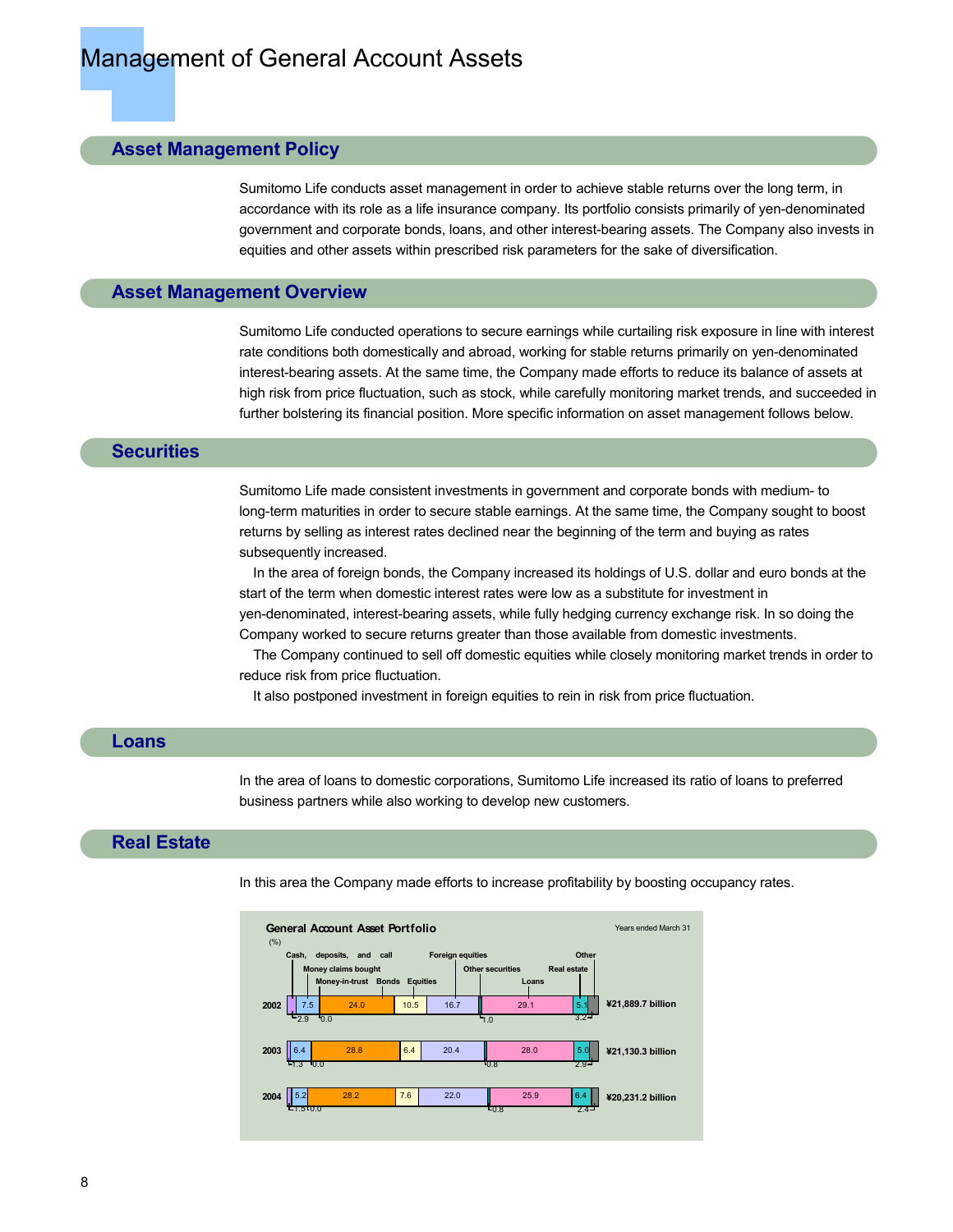# Management of General Account Assets

## Asset Management Policy

Sumitomo Life conducts asset management in order to achieve stable returns over the long term, in accordance with its role as a life insurance company. Its portfolio consists primarily of yen-denominated government and corporate bonds, loans, and other interest-bearing assets. The Company also invests in equities and other assets within prescribed risk parameters for the sake of diversification.

## Asset Management Overview

Sumitomo Life conducted operations to secure earnings while curtailing risk exposure in line with interest rate conditions both domestically and abroad, working for stable returns primarily on yen-denominated interest-bearing assets. At the same time, the Company made efforts to reduce its balance of assets at high risk from price fluctuation, such as stock, while carefully monitoring market trends, and succeeded in further bolstering its financial position. More specific information on asset management follows below.

## Securities

Sumitomo Life made consistent investments in government and corporate bonds with medium- to long-term maturities in order to secure stable earnings. At the same time, the Company sought to boost returns by selling as interest rates declined near the beginning of the term and buying as rates subsequently increased.

In the area of foreign bonds, the Company increased its holdings of U.S. dollar and euro bonds at the start of the term when domestic interest rates were low as a substitute for investment in yen-denominated, interest-bearing assets, while fully hedging currency exchange risk. In so doing the Company worked to secure returns greater than those available from domestic investments.

The Company continued to sell off domestic equities while closely monitoring market trends in order to reduce risk from price fluctuation.

It also postponed investment in foreign equities to rein in risk from price fluctuation.

## Loans

In the area of loans to domestic corporations, Sumitomo Life increased its ratio of loans to preferred business partners while also working to develop new customers.

## Real Estate

In this area the Company made efforts to increase profitability by boosting occupancy rates.

**General Account Asset Portfolio** (%) — Years ended March 31

| Year | Cash, deposits, and call | Money claims bought | Money-in-trust | Bonds | Equities | Foreign equities | Other securities | Loans | Real estate | Other | Total |
|---|---|---|---|---|---|---|---|---|---|---|---|
| 2002 | 2.9 | 7.5 | 0.0 | 24.0 | 10.5 | 16.7 | 1.0 | 29.1 | 5.1 | 3.2 | ¥21,889.7 billion |
| 2003 | 1.3 | 6.4 | 0.0 | 28.8 | 6.4 | 20.4 | 0.8 | 28.0 | 5.0 | 2.9 | ¥21,130.3 billion |
| 2004 | 1.5 | 5.2 | 0.0 | 28.2 | 7.6 | 22.0 | 0.8 | 25.9 | 6.4 | 2.4 | ¥20,231.2 billion |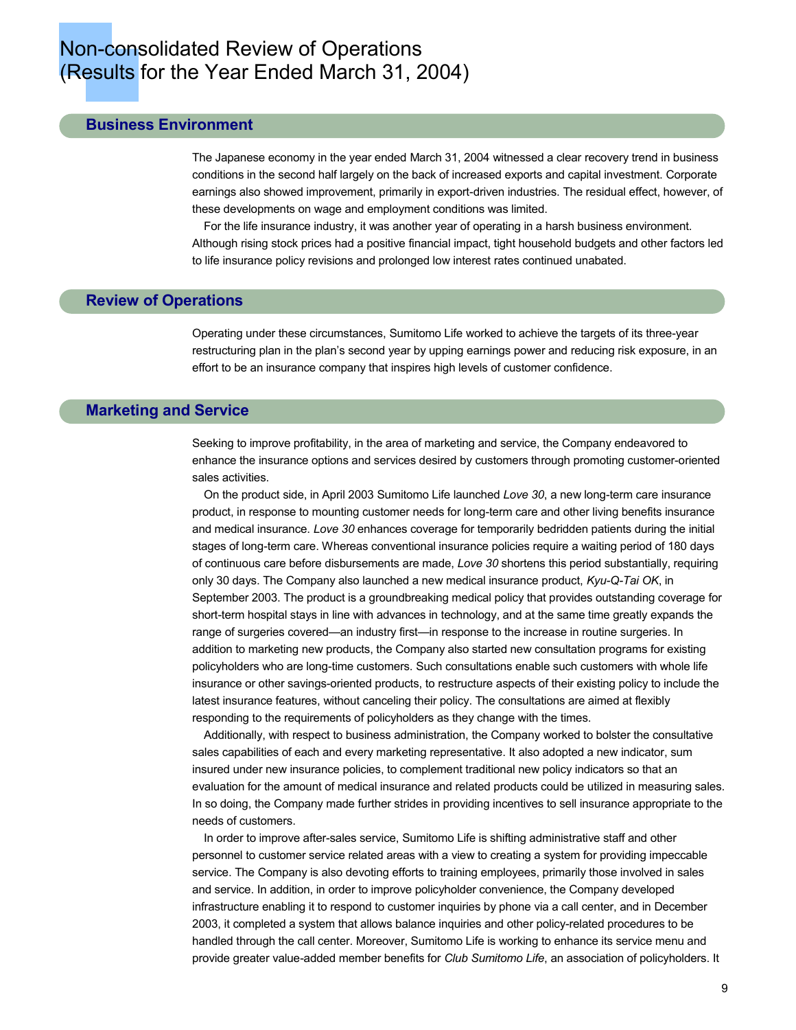# Non-consolidated Review of Operations (Results for the Year Ended March 31, 2004)

## Business Environment

The Japanese economy in the year ended March 31, 2004 witnessed a clear recovery trend in business conditions in the second half largely on the back of increased exports and capital investment. Corporate earnings also showed improvement, primarily in export-driven industries. The residual effect, however, of these developments on wage and employment conditions was limited.

For the life insurance industry, it was another year of operating in a harsh business environment. Although rising stock prices had a positive financial impact, tight household budgets and other factors led to life insurance policy revisions and prolonged low interest rates continued unabated.

## Review of Operations

Operating under these circumstances, Sumitomo Life worked to achieve the targets of its three-year restructuring plan in the plan's second year by upping earnings power and reducing risk exposure, in an effort to be an insurance company that inspires high levels of customer confidence.

## Marketing and Service

Seeking to improve profitability, in the area of marketing and service, the Company endeavored to enhance the insurance options and services desired by customers through promoting customer-oriented sales activities.

On the product side, in April 2003 Sumitomo Life launched *Love 30*, a new long-term care insurance product, in response to mounting customer needs for long-term care and other living benefits insurance and medical insurance. *Love 30* enhances coverage for temporarily bedridden patients during the initial stages of long-term care. Whereas conventional insurance policies require a waiting period of 180 days of continuous care before disbursements are made, *Love 30* shortens this period substantially, requiring only 30 days. The Company also launched a new medical insurance product, *Kyu-Q-Tai OK*, in September 2003. The product is a groundbreaking medical policy that provides outstanding coverage for short-term hospital stays in line with advances in technology, and at the same time greatly expands the range of surgeries covered—an industry first—in response to the increase in routine surgeries. In addition to marketing new products, the Company also started new consultation programs for existing policyholders who are long-time customers. Such consultations enable such customers with whole life insurance or other savings-oriented products, to restructure aspects of their existing policy to include the latest insurance features, without canceling their policy. The consultations are aimed at flexibly responding to the requirements of policyholders as they change with the times.

Additionally, with respect to business administration, the Company worked to bolster the consultative sales capabilities of each and every marketing representative. It also adopted a new indicator, sum insured under new insurance policies, to complement traditional new policy indicators so that an evaluation for the amount of medical insurance and related products could be utilized in measuring sales. In so doing, the Company made further strides in providing incentives to sell insurance appropriate to the needs of customers.

In order to improve after-sales service, Sumitomo Life is shifting administrative staff and other personnel to customer service related areas with a view to creating a system for providing impeccable service. The Company is also devoting efforts to training employees, primarily those involved in sales and service. In addition, in order to improve policyholder convenience, the Company developed infrastructure enabling it to respond to customer inquiries by phone via a call center, and in December 2003, it completed a system that allows balance inquiries and other policy-related procedures to be handled through the call center. Moreover, Sumitomo Life is working to enhance its service menu and provide greater value-added member benefits for *Club Sumitomo Life*, an association of policyholders. It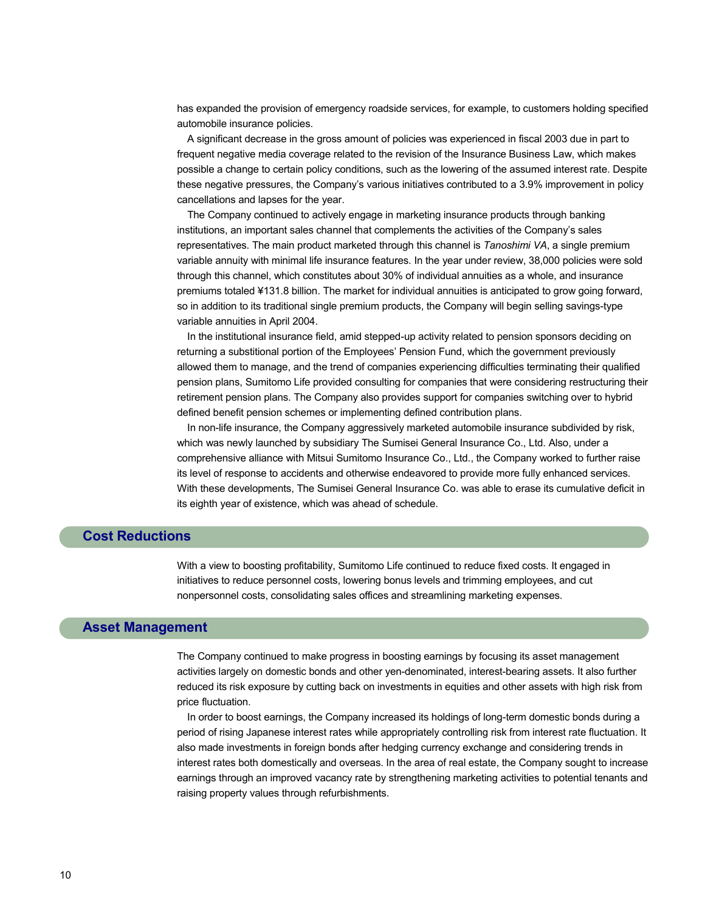has expanded the provision of emergency roadside services, for example, to customers holding specified automobile insurance policies.

A significant decrease in the gross amount of policies was experienced in fiscal 2003 due in part to frequent negative media coverage related to the revision of the Insurance Business Law, which makes possible a change to certain policy conditions, such as the lowering of the assumed interest rate. Despite these negative pressures, the Company's various initiatives contributed to a 3.9% improvement in policy cancellations and lapses for the year.

The Company continued to actively engage in marketing insurance products through banking institutions, an important sales channel that complements the activities of the Company's sales representatives. The main product marketed through this channel is *Tanoshimi VA*, a single premium variable annuity with minimal life insurance features. In the year under review, 38,000 policies were sold through this channel, which constitutes about 30% of individual annuities as a whole, and insurance premiums totaled ¥131.8 billion. The market for individual annuities is anticipated to grow going forward, so in addition to its traditional single premium products, the Company will begin selling savings-type variable annuities in April 2004.

In the institutional insurance field, amid stepped-up activity related to pension sponsors deciding on returning a substitional portion of the Employees' Pension Fund, which the government previously allowed them to manage, and the trend of companies experiencing difficulties terminating their qualified pension plans, Sumitomo Life provided consulting for companies that were considering restructuring their retirement pension plans. The Company also provides support for companies switching over to hybrid defined benefit pension schemes or implementing defined contribution plans.

In non-life insurance, the Company aggressively marketed automobile insurance subdivided by risk, which was newly launched by subsidiary The Sumisei General Insurance Co., Ltd. Also, under a comprehensive alliance with Mitsui Sumitomo Insurance Co., Ltd., the Company worked to further raise its level of response to accidents and otherwise endeavored to provide more fully enhanced services. With these developments, The Sumisei General Insurance Co. was able to erase its cumulative deficit in its eighth year of existence, which was ahead of schedule.

## Cost Reductions

With a view to boosting profitability, Sumitomo Life continued to reduce fixed costs. It engaged in initiatives to reduce personnel costs, lowering bonus levels and trimming employees, and cut nonpersonnel costs, consolidating sales offices and streamlining marketing expenses.

## Asset Management

The Company continued to make progress in boosting earnings by focusing its asset management activities largely on domestic bonds and other yen-denominated, interest-bearing assets. It also further reduced its risk exposure by cutting back on investments in equities and other assets with high risk from price fluctuation.

In order to boost earnings, the Company increased its holdings of long-term domestic bonds during a period of rising Japanese interest rates while appropriately controlling risk from interest rate fluctuation. It also made investments in foreign bonds after hedging currency exchange and considering trends in interest rates both domestically and overseas. In the area of real estate, the Company sought to increase earnings through an improved vacancy rate by strengthening marketing activities to potential tenants and raising property values through refurbishments.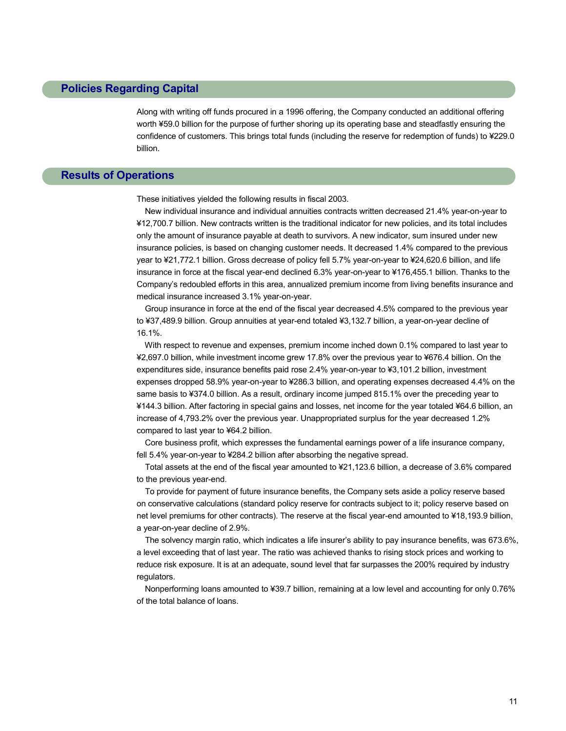## Policies Regarding Capital

Along with writing off funds procured in a 1996 offering, the Company conducted an additional offering worth ¥59.0 billion for the purpose of further shoring up its operating base and steadfastly ensuring the confidence of customers. This brings total funds (including the reserve for redemption of funds) to ¥229.0 billion.

## Results of Operations

These initiatives yielded the following results in fiscal 2003.

New individual insurance and individual annuities contracts written decreased 21.4% year-on-year to ¥12,700.7 billion. New contracts written is the traditional indicator for new policies, and its total includes only the amount of insurance payable at death to survivors. A new indicator, sum insured under new insurance policies, is based on changing customer needs. It decreased 1.4% compared to the previous year to ¥21,772.1 billion. Gross decrease of policy fell 5.7% year-on-year to ¥24,620.6 billion, and life insurance in force at the fiscal year-end declined 6.3% year-on-year to ¥176,455.1 billion. Thanks to the Company's redoubled efforts in this area, annualized premium income from living benefits insurance and medical insurance increased 3.1% year-on-year.

Group insurance in force at the end of the fiscal year decreased 4.5% compared to the previous year to ¥37,489.9 billion. Group annuities at year-end totaled ¥3,132.7 billion, a year-on-year decline of 16.1%.

With respect to revenue and expenses, premium income inched down 0.1% compared to last year to ¥2,697.0 billion, while investment income grew 17.8% over the previous year to ¥676.4 billion. On the expenditures side, insurance benefits paid rose 2.4% year-on-year to ¥3,101.2 billion, investment expenses dropped 58.9% year-on-year to ¥286.3 billion, and operating expenses decreased 4.4% on the same basis to ¥374.0 billion. As a result, ordinary income jumped 815.1% over the preceding year to ¥144.3 billion. After factoring in special gains and losses, net income for the year totaled ¥64.6 billion, an increase of 4,793.2% over the previous year. Unappropriated surplus for the year decreased 1.2% compared to last year to ¥64.2 billion.

Core business profit, which expresses the fundamental earnings power of a life insurance company, fell 5.4% year-on-year to ¥284.2 billion after absorbing the negative spread.

Total assets at the end of the fiscal year amounted to ¥21,123.6 billion, a decrease of 3.6% compared to the previous year-end.

To provide for payment of future insurance benefits, the Company sets aside a policy reserve based on conservative calculations (standard policy reserve for contracts subject to it; policy reserve based on net level premiums for other contracts). The reserve at the fiscal year-end amounted to ¥18,193.9 billion, a year-on-year decline of 2.9%.

The solvency margin ratio, which indicates a life insurer's ability to pay insurance benefits, was 673.6%, a level exceeding that of last year. The ratio was achieved thanks to rising stock prices and working to reduce risk exposure. It is at an adequate, sound level that far surpasses the 200% required by industry regulators.

Nonperforming loans amounted to ¥39.7 billion, remaining at a low level and accounting for only 0.76% of the total balance of loans.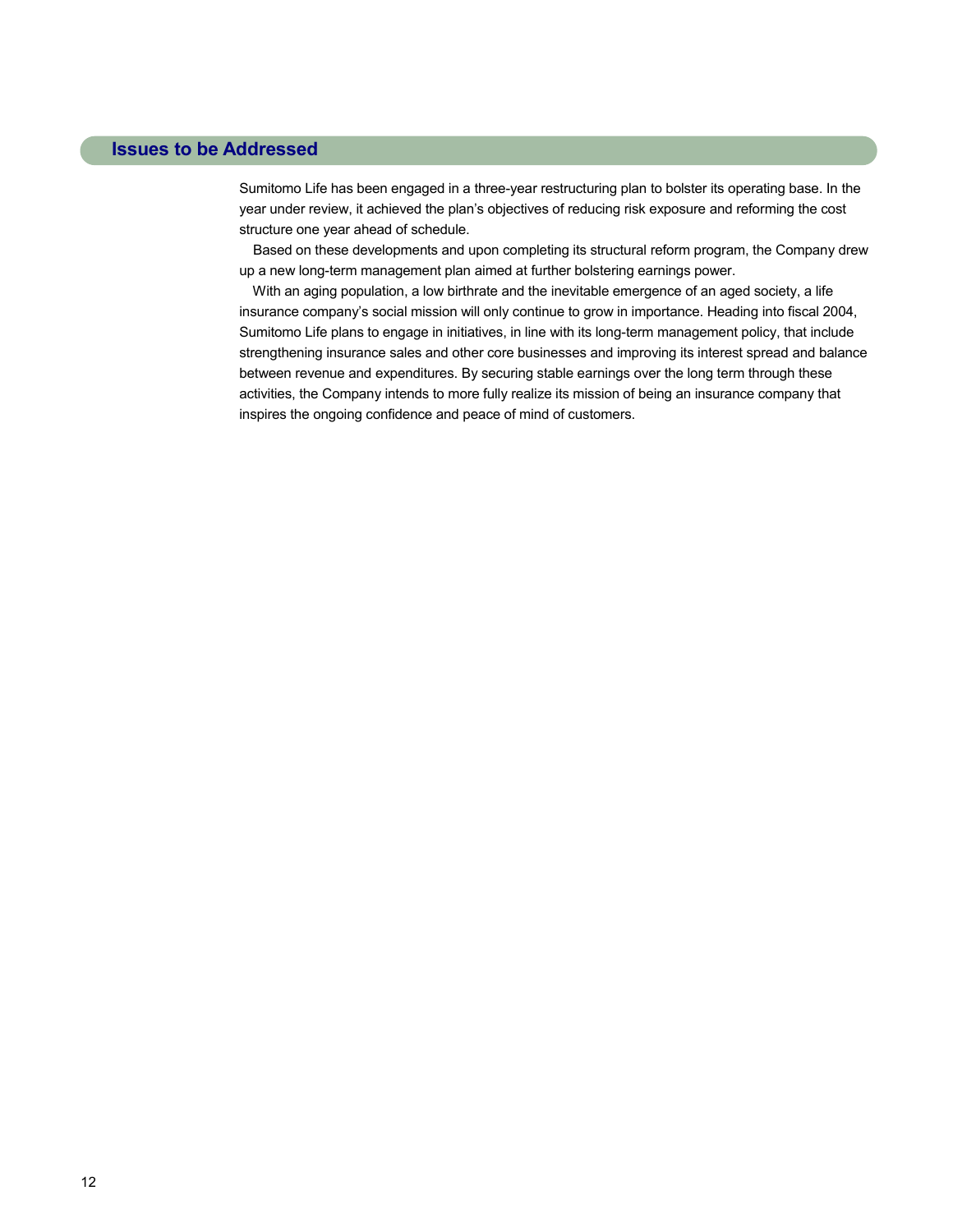## Issues to be Addressed

Sumitomo Life has been engaged in a three-year restructuring plan to bolster its operating base. In the year under review, it achieved the plan's objectives of reducing risk exposure and reforming the cost structure one year ahead of schedule.

Based on these developments and upon completing its structural reform program, the Company drew up a new long-term management plan aimed at further bolstering earnings power.

With an aging population, a low birthrate and the inevitable emergence of an aged society, a life insurance company's social mission will only continue to grow in importance. Heading into fiscal 2004, Sumitomo Life plans to engage in initiatives, in line with its long-term management policy, that include strengthening insurance sales and other core businesses and improving its interest spread and balance between revenue and expenditures. By securing stable earnings over the long term through these activities, the Company intends to more fully realize its mission of being an insurance company that inspires the ongoing confidence and peace of mind of customers.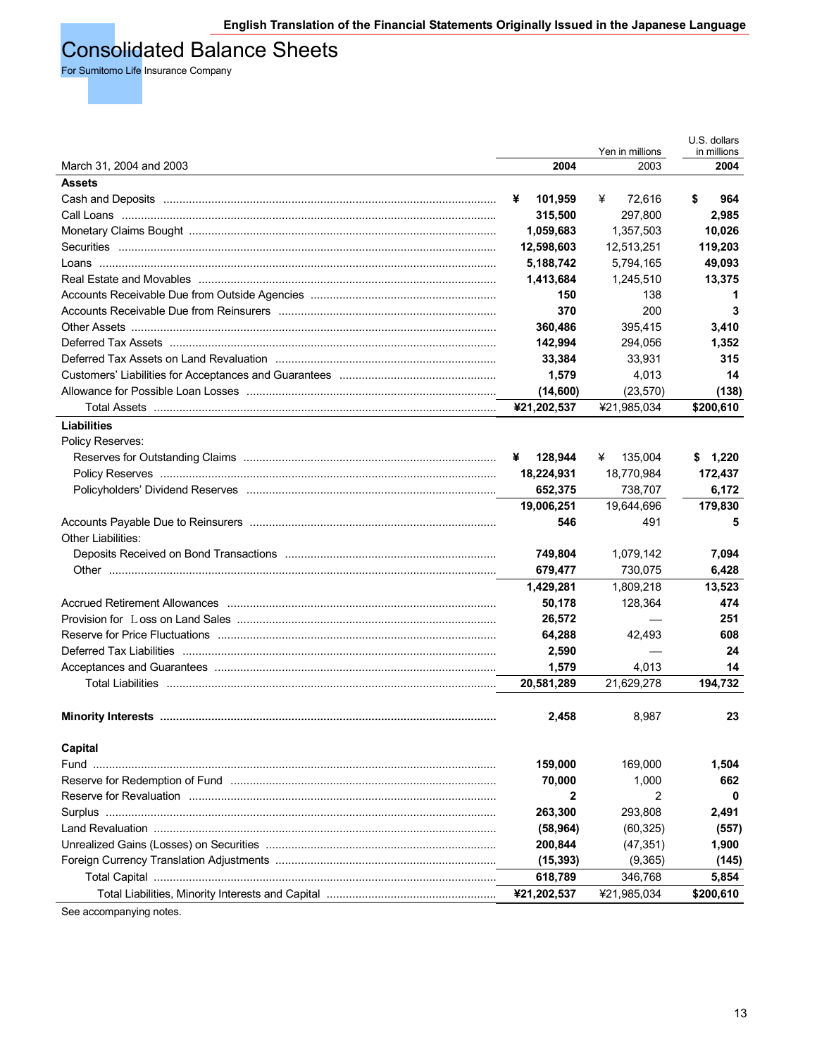English Translation of the Financial Statements Originally Issued in the Japanese Language

# Consolidated Balance Sheets

For Sumitomo Life Insurance Company

| March 31, 2004 and 2003 | Yen in millions 2004 | 2003 | U.S. dollars in millions 2004 |
|---|---|---|---|
| **Assets** | | | |
| Cash and Deposits | **¥ 101,959** | ¥ 72,616 | **$ 964** |
| Call Loans | **315,500** | 297,800 | **2,985** |
| Monetary Claims Bought | **1,059,683** | 1,357,503 | **10,026** |
| Securities | **12,598,603** | 12,513,251 | **119,203** |
| Loans | **5,188,742** | 5,794,165 | **49,093** |
| Real Estate and Movables | **1,413,684** | 1,245,510 | **13,375** |
| Accounts Receivable Due from Outside Agencies | **150** | 138 | **1** |
| Accounts Receivable Due from Reinsurers | **370** | 200 | **3** |
| Other Assets | **360,486** | 395,415 | **3,410** |
| Deferred Tax Assets | **142,994** | 294,056 | **1,352** |
| Deferred Tax Assets on Land Revaluation | **33,384** | 33,931 | **315** |
| Customers' Liabilities for Acceptances and Guarantees | **1,579** | 4,013 | **14** |
| Allowance for Possible Loan Losses | **(14,600)** | (23,570) | **(138)** |
| Total Assets | **¥21,202,537** | ¥21,985,034 | **$200,610** |
| **Liabilities** | | | |
| Policy Reserves: | | | |
| Reserves for Outstanding Claims | **¥ 128,944** | ¥ 135,004 | **$ 1,220** |
| Policy Reserves | **18,224,931** | 18,770,984 | **172,437** |
| Policyholders' Dividend Reserves | **652,375** | 738,707 | **6,172** |
| | **19,006,251** | 19,644,696 | **179,830** |
| Accounts Payable Due to Reinsurers | **546** | 491 | **5** |
| Other Liabilities: | | | |
| Deposits Received on Bond Transactions | **749,804** | 1,079,142 | **7,094** |
| Other | **679,477** | 730,075 | **6,428** |
| | **1,429,281** | 1,809,218 | **13,523** |
| Accrued Retirement Allowances | **50,178** | 128,364 | **474** |
| Provision for Loss on Land Sales | **26,572** | — | **251** |
| Reserve for Price Fluctuations | **64,288** | 42,493 | **608** |
| Deferred Tax Liabilities | **2,590** | — | **24** |
| Acceptances and Guarantees | **1,579** | 4,013 | **14** |
| Total Liabilities | **20,581,289** | 21,629,278 | **194,732** |
| **Minority Interests** | **2,458** | 8,987 | **23** |
| **Capital** | | | |
| Fund | **159,000** | 169,000 | **1,504** |
| Reserve for Redemption of Fund | **70,000** | 1,000 | **662** |
| Reserve for Revaluation | **2** | 2 | **0** |
| Surplus | **263,300** | 293,808 | **2,491** |
| Land Revaluation | **(58,964)** | (60,325) | **(557)** |
| Unrealized Gains (Losses) on Securities | **200,844** | (47,351) | **1,900** |
| Foreign Currency Translation Adjustments | **(15,393)** | (9,365) | **(145)** |
| Total Capital | **618,789** | 346,768 | **5,854** |
| Total Liabilities, Minority Interests and Capital | **¥21,202,537** | ¥21,985,034 | **$200,610** |

See accompanying notes.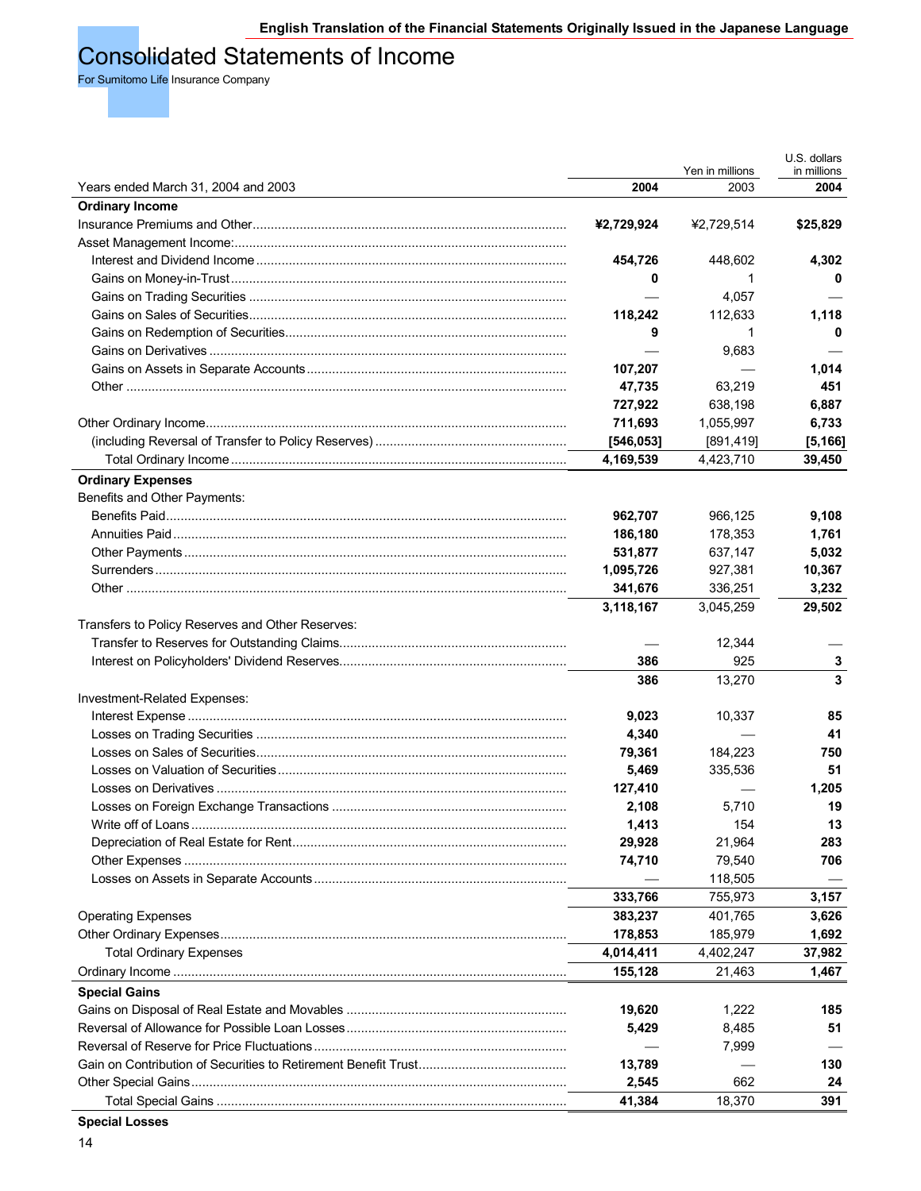English Translation of the Financial Statements Originally Issued in the Japanese Language

# Consolidated Statements of Income

For Sumitomo Life Insurance Company

| Years ended March 31, 2004 and 2003 | Yen in millions 2004 | 2003 | U.S. dollars in millions 2004 |
|---|---|---|---|
| **Ordinary Income** | | | |
| Insurance Premiums and Other | **¥2,729,924** | ¥2,729,514 | **$25,829** |
| Asset Management Income: | | | |
| Interest and Dividend Income | **454,726** | 448,602 | **4,302** |
| Gains on Money-in-Trust | **0** | 1 | **0** |
| Gains on Trading Securities | — | 4,057 | — |
| Gains on Sales of Securities | **118,242** | 112,633 | **1,118** |
| Gains on Redemption of Securities | **9** | 1 | **0** |
| Gains on Derivatives | — | 9,683 | — |
| Gains on Assets in Separate Accounts | **107,207** | — | **1,014** |
| Other | **47,735** | 63,219 | **451** |
| | **727,922** | 638,198 | **6,887** |
| Other Ordinary Income | **711,693** | 1,055,997 | **6,733** |
| (including Reversal of Transfer to Policy Reserves) | **[546,053]** | [891,419] | **[5,166]** |
| Total Ordinary Income | **4,169,539** | 4,423,710 | **39,450** |
| **Ordinary Expenses** | | | |
| Benefits and Other Payments: | | | |
| Benefits Paid | **962,707** | 966,125 | **9,108** |
| Annuities Paid | **186,180** | 178,353 | **1,761** |
| Other Payments | **531,877** | 637,147 | **5,032** |
| Surrenders | **1,095,726** | 927,381 | **10,367** |
| Other | **341,676** | 336,251 | **3,232** |
| | **3,118,167** | 3,045,259 | **29,502** |
| Transfers to Policy Reserves and Other Reserves: | | | |
| Transfer to Reserves for Outstanding Claims | — | 12,344 | — |
| Interest on Policyholders' Dividend Reserves | **386** | 925 | **3** |
| | **386** | 13,270 | **3** |
| Investment-Related Expenses: | | | |
| Interest Expense | **9,023** | 10,337 | **85** |
| Losses on Trading Securities | **4,340** | — | **41** |
| Losses on Sales of Securities | **79,361** | 184,223 | **750** |
| Losses on Valuation of Securities | **5,469** | 335,536 | **51** |
| Losses on Derivatives | **127,410** | — | **1,205** |
| Losses on Foreign Exchange Transactions | **2,108** | 5,710 | **19** |
| Write off of Loans | **1,413** | 154 | **13** |
| Depreciation of Real Estate for Rent | **29,928** | 21,964 | **283** |
| Other Expenses | **74,710** | 79,540 | **706** |
| Losses on Assets in Separate Accounts | — | 118,505 | — |
| | **333,766** | 755,973 | **3,157** |
| Operating Expenses | **383,237** | 401,765 | **3,626** |
| Other Ordinary Expenses | **178,853** | 185,979 | **1,692** |
| Total Ordinary Expenses | **4,014,411** | 4,402,247 | **37,982** |
| Ordinary Income | **155,128** | 21,463 | **1,467** |
| **Special Gains** | | | |
| Gains on Disposal of Real Estate and Movables | **19,620** | 1,222 | **185** |
| Reversal of Allowance for Possible Loan Losses | **5,429** | 8,485 | **51** |
| Reversal of Reserve for Price Fluctuations | — | 7,999 | — |
| Gain on Contribution of Securities to Retirement Benefit Trust | **13,789** | — | **130** |
| Other Special Gains | **2,545** | 662 | **24** |
| Total Special Gains | **41,384** | 18,370 | **391** |
| **Special Losses** | | | |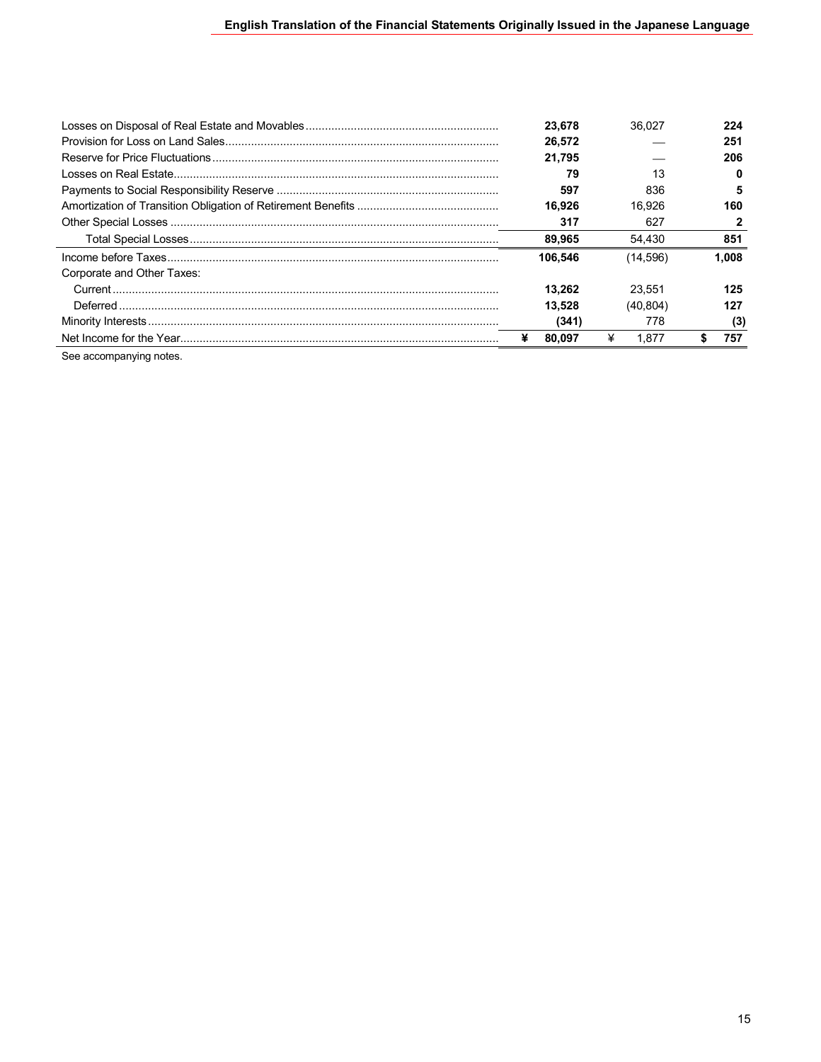| | | | |
|---|---|---|---|
| Losses on Disposal of Real Estate and Movables | **23,678** | 36,027 | **224** |
| Provision for Loss on Land Sales | **26,572** | — | **251** |
| Reserve for Price Fluctuations | **21,795** | — | **206** |
| Losses on Real Estate | **79** | 13 | **0** |
| Payments to Social Responsibility Reserve | **597** | 836 | **5** |
| Amortization of Transition Obligation of Retirement Benefits | **16,926** | 16,926 | **160** |
| Other Special Losses | **317** | 627 | **2** |
| Total Special Losses | **89,965** | 54,430 | **851** |
| Income before Taxes | **106,546** | (14,596) | **1,008** |
| Corporate and Other Taxes: | | | |
| Current | **13,262** | 23,551 | **125** |
| Deferred | **13,528** | (40,804) | **127** |
| Minority Interests | **(341)** | 778 | **(3)** |
| Net Income for the Year | **¥ 80,097** | ¥ 1,877 | **$ 757** |

See accompanying notes.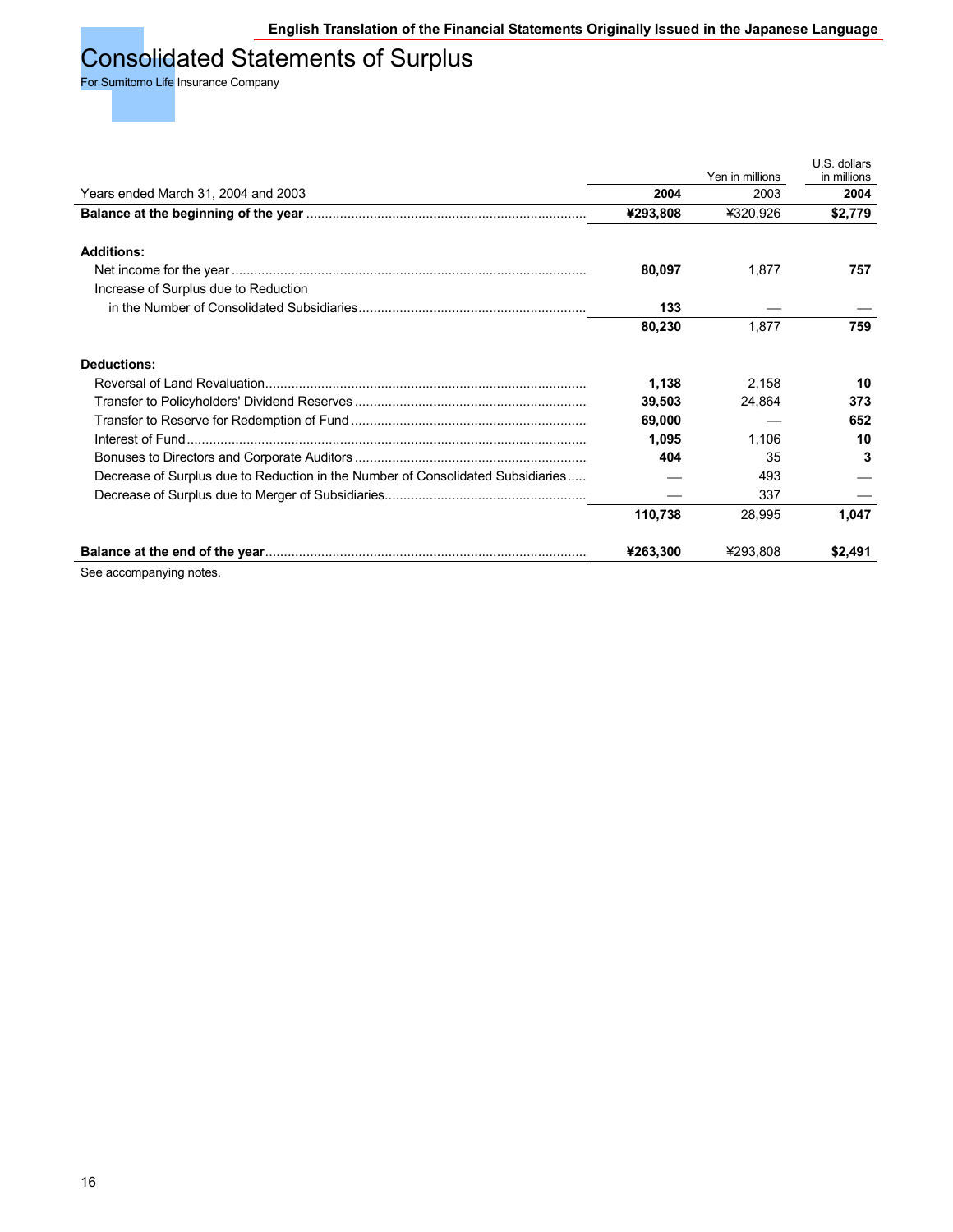English Translation of the Financial Statements Originally Issued in the Japanese Language

# Consolidated Statements of Surplus

For Sumitomo Life Insurance Company

| Years ended March 31, 2004 and 2003 | Yen in millions 2004 | 2003 | U.S. dollars in millions 2004 |
|---|---|---|---|
| **Balance at the beginning of the year** | **¥293,808** | ¥320,926 | **$2,779** |
| **Additions:** | | | |
| Net income for the year | **80,097** | 1,877 | **757** |
| Increase of Surplus due to Reduction in the Number of Consolidated Subsidiaries | **133** | — | — |
| | **80,230** | 1,877 | **759** |
| **Deductions:** | | | |
| Reversal of Land Revaluation | **1,138** | 2,158 | **10** |
| Transfer to Policyholders' Dividend Reserves | **39,503** | 24,864 | **373** |
| Transfer to Reserve for Redemption of Fund | **69,000** | — | **652** |
| Interest of Fund | **1,095** | 1,106 | **10** |
| Bonuses to Directors and Corporate Auditors | **404** | 35 | **3** |
| Decrease of Surplus due to Reduction in the Number of Consolidated Subsidiaries | — | 493 | — |
| Decrease of Surplus due to Merger of Subsidiaries | — | 337 | — |
| | **110,738** | 28,995 | **1,047** |
| **Balance at the end of the year** | **¥263,300** | ¥293,808 | **$2,491** |

See accompanying notes.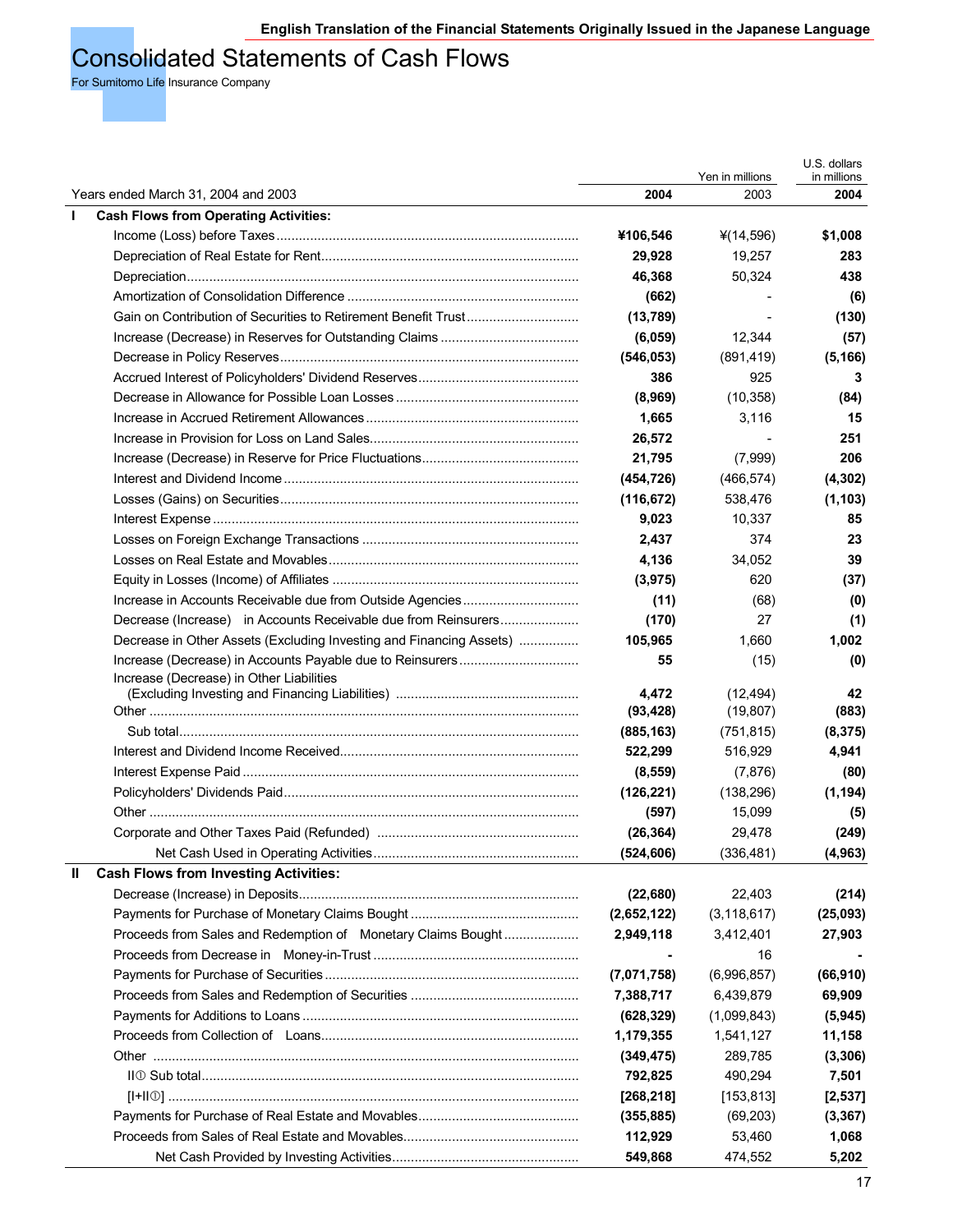English Translation of the Financial Statements Originally Issued in the Japanese Language

# Consolidated Statements of Cash Flows

For Sumitomo Life Insurance Company

| Years ended March 31, 2004 and 2003 | Yen in millions 2004 | 2003 | U.S. dollars in millions 2004 |
|---|---|---|---|
| **I Cash Flows from Operating Activities:** | | | |
| Income (Loss) before Taxes | **¥106,546** | ¥(14,596) | **$1,008** |
| Depreciation of Real Estate for Rent | **29,928** | 19,257 | **283** |
| Depreciation | **46,368** | 50,324 | **438** |
| Amortization of Consolidation Difference | **(662)** | - | **(6)** |
| Gain on Contribution of Securities to Retirement Benefit Trust | **(13,789)** | - | **(130)** |
| Increase (Decrease) in Reserves for Outstanding Claims | **(6,059)** | 12,344 | **(57)** |
| Decrease in Policy Reserves | **(546,053)** | (891,419) | **(5,166)** |
| Accrued Interest of Policyholders' Dividend Reserves | **386** | 925 | **3** |
| Decrease in Allowance for Possible Loan Losses | **(8,969)** | (10,358) | **(84)** |
| Increase in Accrued Retirement Allowances | **1,665** | 3,116 | **15** |
| Increase in Provision for Loss on Land Sales | **26,572** | - | **251** |
| Increase (Decrease) in Reserve for Price Fluctuations | **21,795** | (7,999) | **206** |
| Interest and Dividend Income | **(454,726)** | (466,574) | **(4,302)** |
| Losses (Gains) on Securities | **(116,672)** | 538,476 | **(1,103)** |
| Interest Expense | **9,023** | 10,337 | **85** |
| Losses on Foreign Exchange Transactions | **2,437** | 374 | **23** |
| Losses on Real Estate and Movables | **4,136** | 34,052 | **39** |
| Equity in Losses (Income) of Affiliates | **(3,975)** | 620 | **(37)** |
| Increase in Accounts Receivable due from Outside Agencies | **(11)** | (68) | **(0)** |
| Decrease (Increase) in Accounts Receivable due from Reinsurers | **(170)** | 27 | **(1)** |
| Decrease in Other Assets (Excluding Investing and Financing Assets) | **105,965** | 1,660 | **1,002** |
| Increase (Decrease) in Accounts Payable due to Reinsurers | **55** | (15) | **(0)** |
| Increase (Decrease) in Other Liabilities (Excluding Investing and Financing Liabilities) | **4,472** | (12,494) | **42** |
| Other | **(93,428)** | (19,807) | **(883)** |
| Sub total | **(885,163)** | (751,815) | **(8,375)** |
| Interest and Dividend Income Received | **522,299** | 516,929 | **4,941** |
| Interest Expense Paid | **(8,559)** | (7,876) | **(80)** |
| Policyholders' Dividends Paid | **(126,221)** | (138,296) | **(1,194)** |
| Other | **(597)** | 15,099 | **(5)** |
| Corporate and Other Taxes Paid (Refunded) | **(26,364)** | 29,478 | **(249)** |
| Net Cash Used in Operating Activities | **(524,606)** | (336,481) | **(4,963)** |
| **II Cash Flows from Investing Activities:** | | | |
| Decrease (Increase) in Deposits | **(22,680)** | 22,403 | **(214)** |
| Payments for Purchase of Monetary Claims Bought | **(2,652,122)** | (3,118,617) | **(25,093)** |
| Proceeds from Sales and Redemption of Monetary Claims Bought | **2,949,118** | 3,412,401 | **27,903** |
| Proceeds from Decrease in Money-in-Trust | **-** | 16 | **-** |
| Payments for Purchase of Securities | **(7,071,758)** | (6,996,857) | **(66,910)** |
| Proceeds from Sales and Redemption of Securities | **7,388,717** | 6,439,879 | **69,909** |
| Payments for Additions to Loans | **(628,329)** | (1,099,843) | **(5,945)** |
| Proceeds from Collection of Loans | **1,179,355** | 1,541,127 | **11,158** |
| Other | **(349,475)** | 289,785 | **(3,306)** |
| II① Sub total | **792,825** | 490,294 | **7,501** |
| [I+II①] | **[268,218]** | [153,813] | **[2,537]** |
| Payments for Purchase of Real Estate and Movables | **(355,885)** | (69,203) | **(3,367)** |
| Proceeds from Sales of Real Estate and Movables | **112,929** | 53,460 | **1,068** |
| Net Cash Provided by Investing Activities | **549,868** | 474,552 | **5,202** |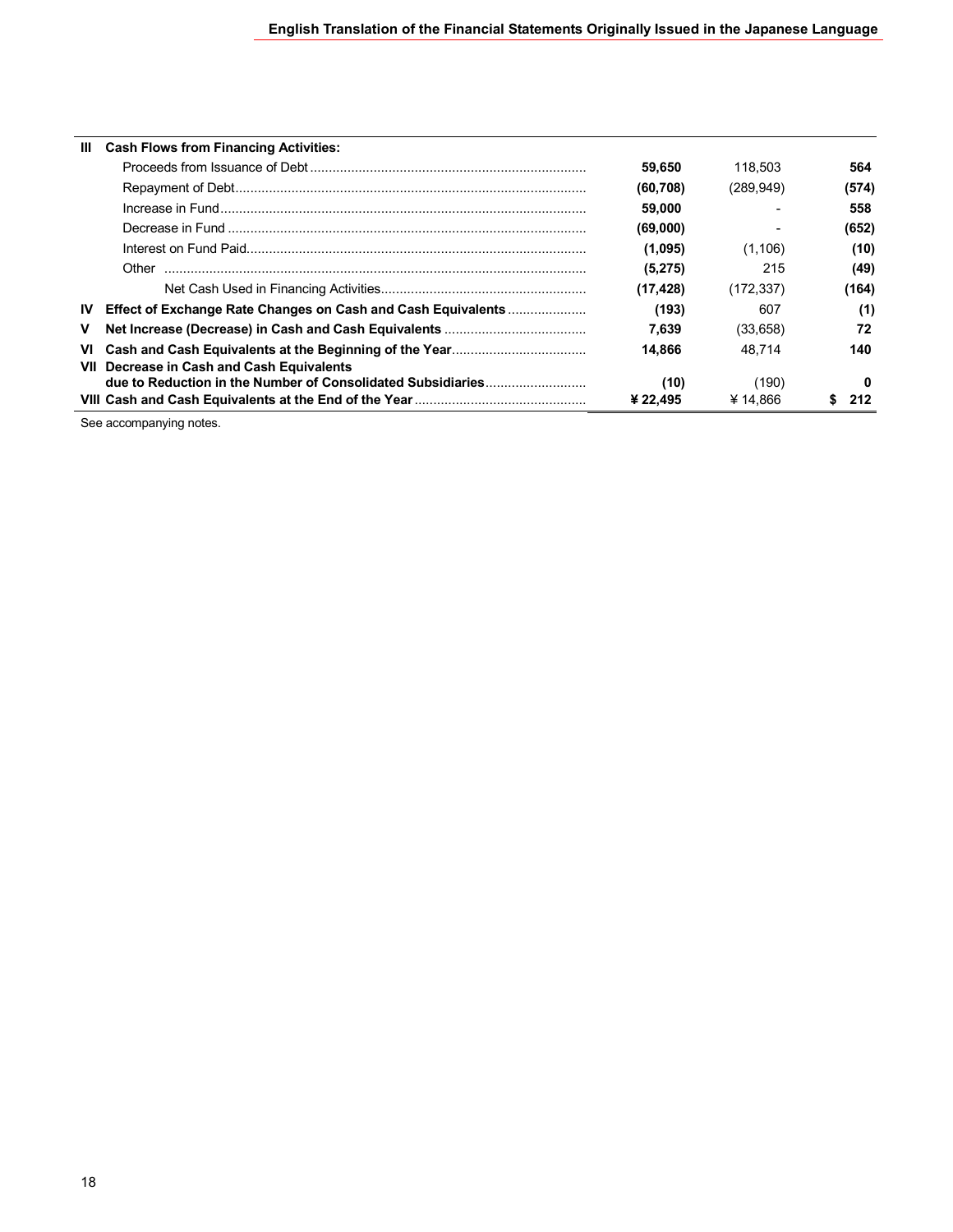| | | | | |
|---|---|---|---|---|
| **III** | **Cash Flows from Financing Activities:** | | | |
| | Proceeds from Issuance of Debt | **59,650** | 118,503 | **564** |
| | Repayment of Debt | **(60,708)** | (289,949) | **(574)** |
| | Increase in Fund | **59,000** | - | **558** |
| | Decrease in Fund | **(69,000)** | - | **(652)** |
| | Interest on Fund Paid | **(1,095)** | (1,106) | **(10)** |
| | Other | **(5,275)** | 215 | **(49)** |
| | Net Cash Used in Financing Activities | **(17,428)** | (172,337) | **(164)** |
| **IV** | **Effect of Exchange Rate Changes on Cash and Cash Equivalents** | **(193)** | 607 | **(1)** |
| **V** | **Net Increase (Decrease) in Cash and Cash Equivalents** | **7,639** | (33,658) | **72** |
| **VI** | **Cash and Cash Equivalents at the Beginning of the Year** | **14,866** | 48,714 | **140** |
| **VII** | **Decrease in Cash and Cash Equivalents due to Reduction in the Number of Consolidated Subsidiaries** | **(10)** | (190) | **0** |
| **VIII** | **Cash and Cash Equivalents at the End of the Year** | **¥ 22,495** | ¥ 14,866 | **$ 212** |

See accompanying notes.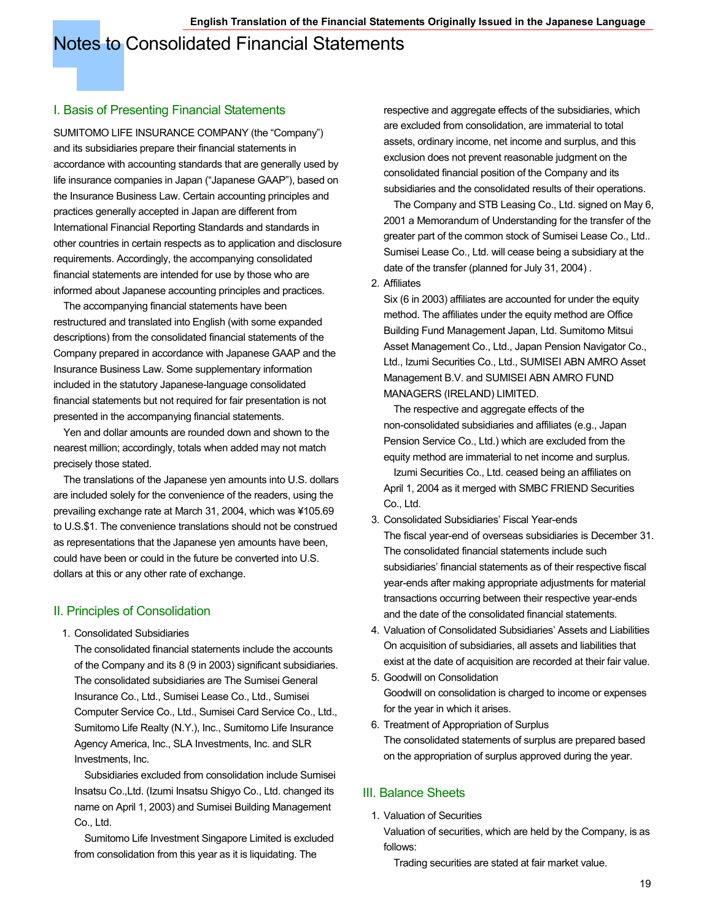# Notes to Consolidated Financial Statements

## I. Basis of Presenting Financial Statements

SUMITOMO LIFE INSURANCE COMPANY (the "Company") and its subsidiaries prepare their financial statements in accordance with accounting standards that are generally used by life insurance companies in Japan ("Japanese GAAP"), based on the Insurance Business Law. Certain accounting principles and practices generally accepted in Japan are different from International Financial Reporting Standards and standards in other countries in certain respects as to application and disclosure requirements. Accordingly, the accompanying consolidated financial statements are intended for use by those who are informed about Japanese accounting principles and practices.

The accompanying financial statements have been restructured and translated into English (with some expanded descriptions) from the consolidated financial statements of the Company prepared in accordance with Japanese GAAP and the Insurance Business Law. Some supplementary information included in the statutory Japanese-language consolidated financial statements but not required for fair presentation is not presented in the accompanying financial statements.

Yen and dollar amounts are rounded down and shown to the nearest million; accordingly, totals when added may not match precisely those stated.

The translations of the Japanese yen amounts into U.S. dollars are included solely for the convenience of the readers, using the prevailing exchange rate at March 31, 2004, which was ¥105.69 to U.S.$1. The convenience translations should not be construed as representations that the Japanese yen amounts have been, could have been or could in the future be converted into U.S. dollars at this or any other rate of exchange.

## II. Principles of Consolidation

1. Consolidated Subsidiaries

   The consolidated financial statements include the accounts of the Company and its 8 (9 in 2003) significant subsidiaries. The consolidated subsidiaries are The Sumisei General Insurance Co., Ltd., Sumisei Lease Co., Ltd., Sumisei Computer Service Co., Ltd., Sumisei Card Service Co., Ltd., Sumitomo Life Realty (N.Y.), Inc., Sumitomo Life Insurance Agency America, Inc., SLA Investments, Inc. and SLR Investments, Inc.

   Subsidiaries excluded from consolidation include Sumisei Insatsu Co.,Ltd. (Izumi Insatsu Shigyo Co., Ltd. changed its name on April 1, 2003) and Sumisei Building Management Co., Ltd.

   Sumitomo Life Investment Singapore Limited is excluded from consolidation from this year as it is liquidating. The respective and aggregate effects of the subsidiaries, which are excluded from consolidation, are immaterial to total assets, ordinary income, net income and surplus, and this exclusion does not prevent reasonable judgment on the consolidated financial position of the Company and its subsidiaries and the consolidated results of their operations.

   The Company and STB Leasing Co., Ltd. signed on May 6, 2001 a Memorandum of Understanding for the transfer of the greater part of the common stock of Sumisei Lease Co., Ltd.. Sumisei Lease Co., Ltd. will cease being a subsidiary at the date of the transfer (planned for July 31, 2004) .

2. Affiliates

   Six (6 in 2003) affiliates are accounted for under the equity method. The affiliates under the equity method are Office Building Fund Management Japan, Ltd. Sumitomo Mitsui Asset Management Co., Ltd., Japan Pension Navigator Co., Ltd., Izumi Securities Co., Ltd., SUMISEI ABN AMRO Asset Management B.V. and SUMISEI ABN AMRO FUND MANAGERS (IRELAND) LIMITED.

   The respective and aggregate effects of the non-consolidated subsidiaries and affiliates (e.g., Japan Pension Service Co., Ltd.) which are excluded from the equity method are immaterial to net income and surplus.

   Izumi Securities Co., Ltd. ceased being an affiliates on April 1, 2004 as it merged with SMBC FRIEND Securities Co., Ltd.

3. Consolidated Subsidiaries' Fiscal Year-ends

   The fiscal year-end of overseas subsidiaries is December 31. The consolidated financial statements include such subsidiaries' financial statements as of their respective fiscal year-ends after making appropriate adjustments for material transactions occurring between their respective year-ends and the date of the consolidated financial statements.

4. Valuation of Consolidated Subsidiaries' Assets and Liabilities

   On acquisition of subsidiaries, all assets and liabilities that exist at the date of acquisition are recorded at their fair value.

5. Goodwill on Consolidation

   Goodwill on consolidation is charged to income or expenses for the year in which it arises.

6. Treatment of Appropriation of Surplus

   The consolidated statements of surplus are prepared based on the appropriation of surplus approved during the year.

## III. Balance Sheets

1. Valuation of Securities

   Valuation of securities, which are held by the Company, is as follows:

   Trading securities are stated at fair market value.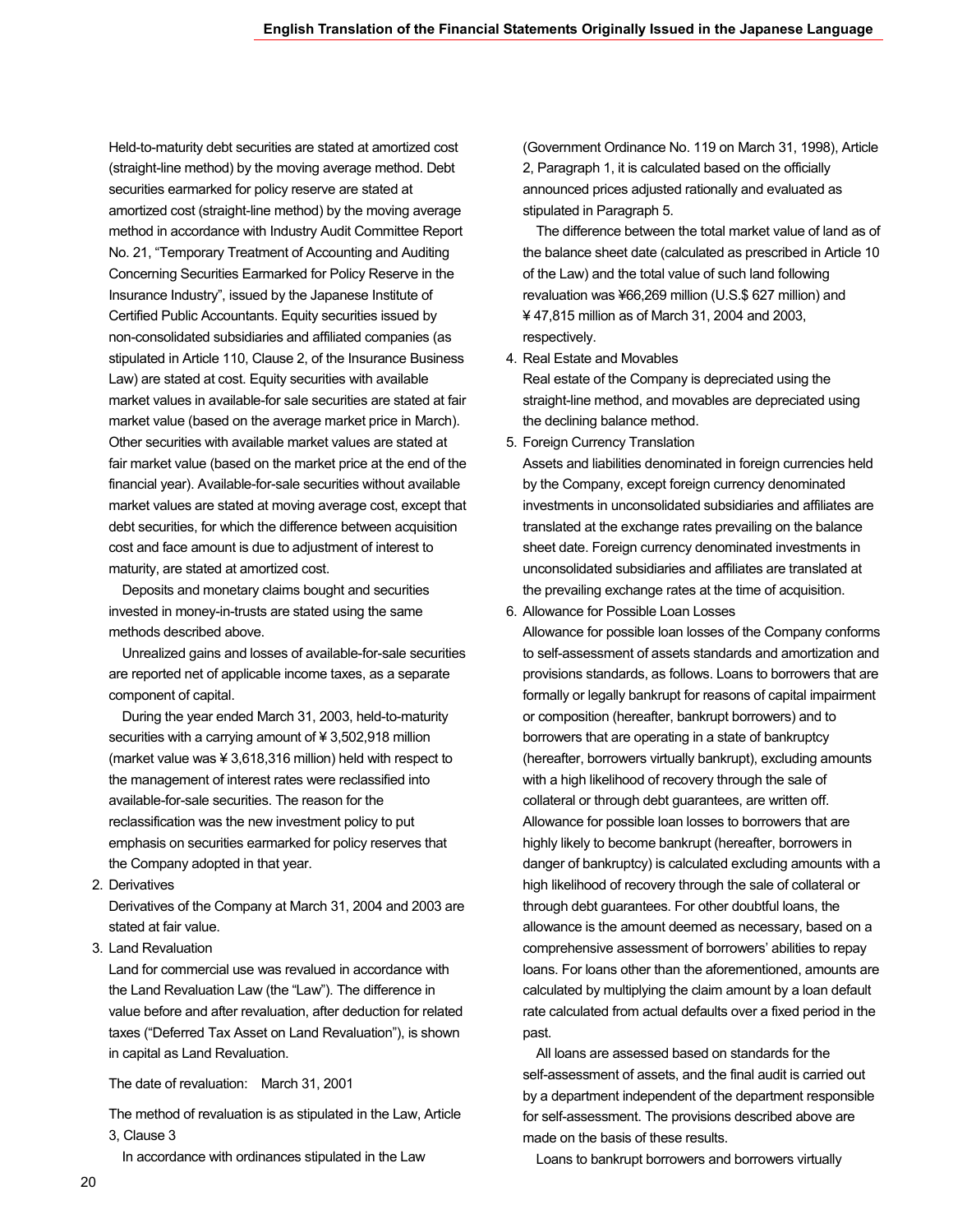Held-to-maturity debt securities are stated at amortized cost (straight-line method) by the moving average method. Debt securities earmarked for policy reserve are stated at amortized cost (straight-line method) by the moving average method in accordance with Industry Audit Committee Report No. 21, "Temporary Treatment of Accounting and Auditing Concerning Securities Earmarked for Policy Reserve in the Insurance Industry", issued by the Japanese Institute of Certified Public Accountants. Equity securities issued by non-consolidated subsidiaries and affiliated companies (as stipulated in Article 110, Clause 2, of the Insurance Business Law) are stated at cost. Equity securities with available market values in available-for sale securities are stated at fair market value (based on the average market price in March). Other securities with available market values are stated at fair market value (based on the market price at the end of the financial year). Available-for-sale securities without available market values are stated at moving average cost, except that debt securities, for which the difference between acquisition cost and face amount is due to adjustment of interest to maturity, are stated at amortized cost.

Deposits and monetary claims bought and securities invested in money-in-trusts are stated using the same methods described above.

Unrealized gains and losses of available-for-sale securities are reported net of applicable income taxes, as a separate component of capital.

During the year ended March 31, 2003, held-to-maturity securities with a carrying amount of ¥ 3,502,918 million (market value was ¥ 3,618,316 million) held with respect to the management of interest rates were reclassified into available-for-sale securities. The reason for the reclassification was the new investment policy to put emphasis on securities earmarked for policy reserves that the Company adopted in that year.

2. Derivatives

Derivatives of the Company at March 31, 2004 and 2003 are stated at fair value.

3. Land Revaluation

Land for commercial use was revalued in accordance with the Land Revaluation Law (the "Law"). The difference in value before and after revaluation, after deduction for related taxes ("Deferred Tax Asset on Land Revaluation"), is shown in capital as Land Revaluation.

The date of revaluation: March 31, 2001

The method of revaluation is as stipulated in the Law, Article 3, Clause 3

In accordance with ordinances stipulated in the Law (Government Ordinance No. 119 on March 31, 1998), Article 2, Paragraph 1, it is calculated based on the officially announced prices adjusted rationally and evaluated as stipulated in Paragraph 5.

The difference between the total market value of land as of the balance sheet date (calculated as prescribed in Article 10 of the Law) and the total value of such land following revaluation was ¥66,269 million (U.S.$ 627 million) and ¥ 47,815 million as of March 31, 2004 and 2003, respectively.

4. Real Estate and Movables

Real estate of the Company is depreciated using the straight-line method, and movables are depreciated using the declining balance method.

5. Foreign Currency Translation

Assets and liabilities denominated in foreign currencies held by the Company, except foreign currency denominated investments in unconsolidated subsidiaries and affiliates are translated at the exchange rates prevailing on the balance sheet date. Foreign currency denominated investments in unconsolidated subsidiaries and affiliates are translated at the prevailing exchange rates at the time of acquisition.

6. Allowance for Possible Loan Losses

Allowance for possible loan losses of the Company conforms to self-assessment of assets standards and amortization and provisions standards, as follows. Loans to borrowers that are formally or legally bankrupt for reasons of capital impairment or composition (hereafter, bankrupt borrowers) and to borrowers that are operating in a state of bankruptcy (hereafter, borrowers virtually bankrupt), excluding amounts with a high likelihood of recovery through the sale of collateral or through debt guarantees, are written off. Allowance for possible loan losses to borrowers that are highly likely to become bankrupt (hereafter, borrowers in danger of bankruptcy) is calculated excluding amounts with a high likelihood of recovery through the sale of collateral or through debt guarantees. For other doubtful loans, the allowance is the amount deemed as necessary, based on a comprehensive assessment of borrowers' abilities to repay loans. For loans other than the aforementioned, amounts are calculated by multiplying the claim amount by a loan default rate calculated from actual defaults over a fixed period in the past.

All loans are assessed based on standards for the self-assessment of assets, and the final audit is carried out by a department independent of the department responsible for self-assessment. The provisions described above are made on the basis of these results.

Loans to bankrupt borrowers and borrowers virtually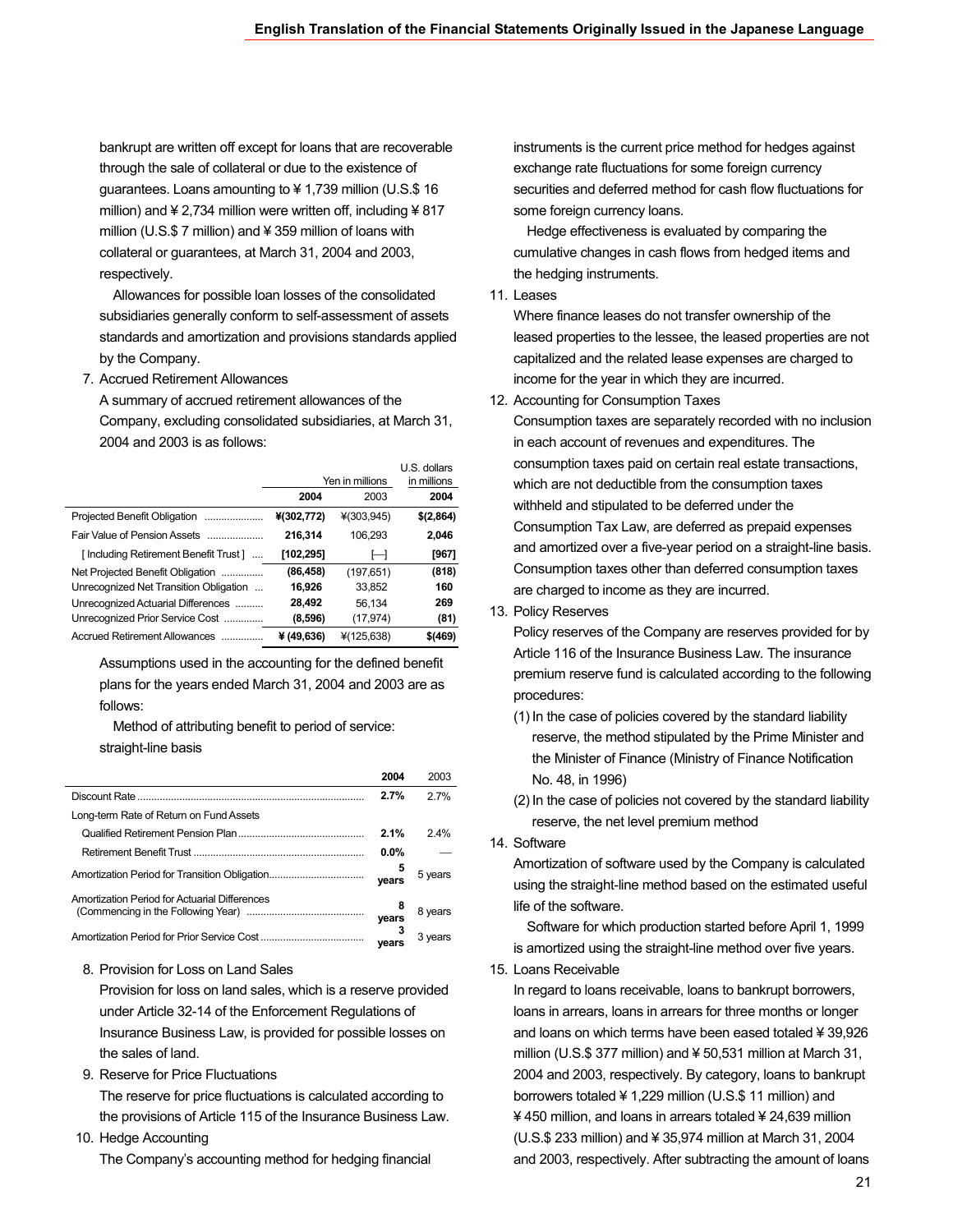bankrupt are written off except for loans that are recoverable through the sale of collateral or due to the existence of guarantees. Loans amounting to ¥ 1,739 million (U.S.$ 16 million) and ¥ 2,734 million were written off, including ¥ 817 million (U.S.$ 7 million) and ¥ 359 million of loans with collateral or guarantees, at March 31, 2004 and 2003, respectively.

Allowances for possible loan losses of the consolidated subsidiaries generally conform to self-assessment of assets standards and amortization and provisions standards applied by the Company.

7. Accrued Retirement Allowances

A summary of accrued retirement allowances of the Company, excluding consolidated subsidiaries, at March 31, 2004 and 2003 is as follows:

| | Yen in millions | | U.S. dollars in millions |
|---|---|---|---|
| | **2004** | 2003 | **2004** |
| Projected Benefit Obligation | **¥(302,772)** | ¥(303,945) | **$(2,864)** |
| Fair Value of Pension Assets | **216,314** | 106,293 | **2,046** |
| [ Including Retirement Benefit Trust ] | **[102,295]** | [—] | **[967]** |
| Net Projected Benefit Obligation | **(86,458)** | (197,651) | **(818)** |
| Unrecognized Net Transition Obligation | **16,926** | 33,852 | **160** |
| Unrecognized Actuarial Differences | **28,492** | 56,134 | **269** |
| Unrecognized Prior Service Cost | **(8,596)** | (17,974) | **(81)** |
| Accrued Retirement Allowances | **¥ (49,636)** | ¥(125,638) | **$(469)** |

Assumptions used in the accounting for the defined benefit plans for the years ended March 31, 2004 and 2003 are as follows:

Method of attributing benefit to period of service: straight-line basis

| | **2004** | 2003 |
|---|---|---|
| Discount Rate | **2.7%** | 2.7% |
| Long-term Rate of Return on Fund Assets | | |
| Qualified Retirement Pension Plan | **2.1%** | 2.4% |
| Retirement Benefit Trust | **0.0%** | — |
| Amortization Period for Transition Obligation | **5 years** | 5 years |
| Amortization Period for Actuarial Differences (Commencing in the Following Year) | **8 years** | 8 years |
| Amortization Period for Prior Service Cost | **3 years** | 3 years |

8. Provision for Loss on Land Sales

Provision for loss on land sales, which is a reserve provided under Article 32-14 of the Enforcement Regulations of Insurance Business Law, is provided for possible losses on the sales of land.

9. Reserve for Price Fluctuations

The reserve for price fluctuations is calculated according to the provisions of Article 115 of the Insurance Business Law.

10. Hedge Accounting

The Company's accounting method for hedging financial instruments is the current price method for hedges against exchange rate fluctuations for some foreign currency securities and deferred method for cash flow fluctuations for some foreign currency loans.

Hedge effectiveness is evaluated by comparing the cumulative changes in cash flows from hedged items and the hedging instruments.

11. Leases

Where finance leases do not transfer ownership of the leased properties to the lessee, the leased properties are not capitalized and the related lease expenses are charged to income for the year in which they are incurred.

12. Accounting for Consumption Taxes

Consumption taxes are separately recorded with no inclusion in each account of revenues and expenditures. The consumption taxes paid on certain real estate transactions, which are not deductible from the consumption taxes withheld and stipulated to be deferred under the Consumption Tax Law, are deferred as prepaid expenses and amortized over a five-year period on a straight-line basis. Consumption taxes other than deferred consumption taxes are charged to income as they are incurred.

13. Policy Reserves

Policy reserves of the Company are reserves provided for by Article 116 of the Insurance Business Law. The insurance premium reserve fund is calculated according to the following procedures:

(1) In the case of policies covered by the standard liability reserve, the method stipulated by the Prime Minister and the Minister of Finance (Ministry of Finance Notification No. 48, in 1996)

(2) In the case of policies not covered by the standard liability reserve, the net level premium method

14. Software

Amortization of software used by the Company is calculated using the straight-line method based on the estimated useful life of the software.

Software for which production started before April 1, 1999 is amortized using the straight-line method over five years.

15. Loans Receivable

In regard to loans receivable, loans to bankrupt borrowers, loans in arrears, loans in arrears for three months or longer and loans on which terms have been eased totaled ¥ 39,926 million (U.S.$ 377 million) and ¥ 50,531 million at March 31, 2004 and 2003, respectively. By category, loans to bankrupt borrowers totaled ¥ 1,229 million (U.S.$ 11 million) and ¥ 450 million, and loans in arrears totaled ¥ 24,639 million (U.S.$ 233 million) and ¥ 35,974 million at March 31, 2004 and 2003, respectively. After subtracting the amount of loans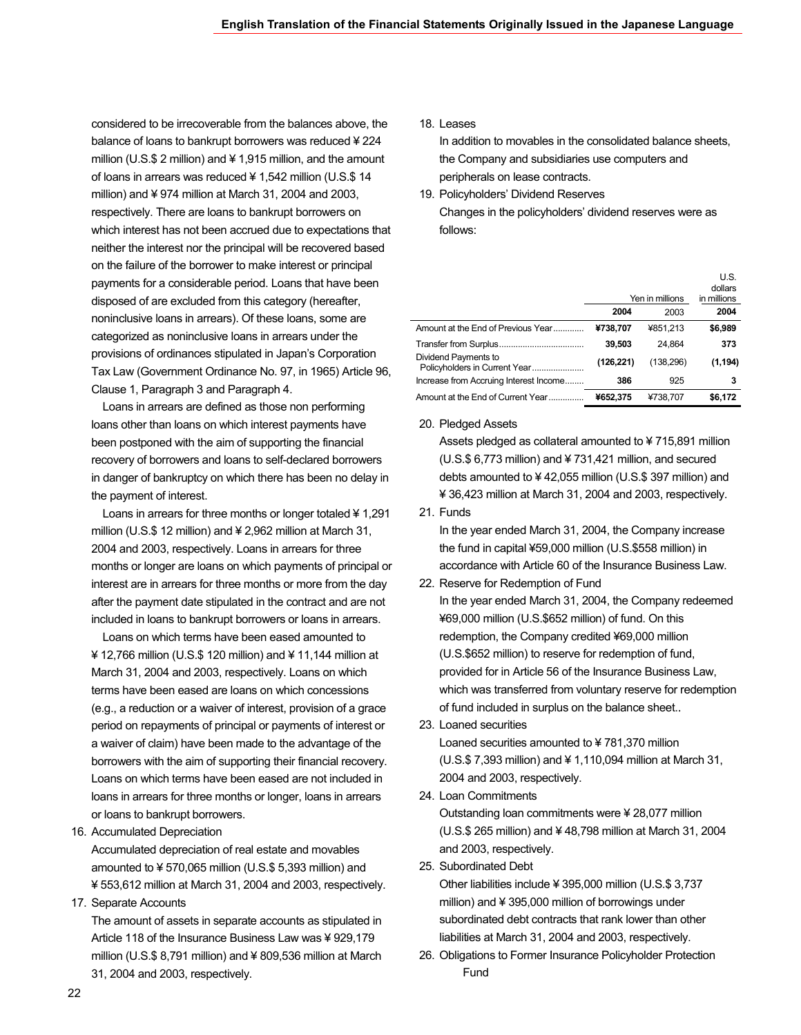considered to be irrecoverable from the balances above, the balance of loans to bankrupt borrowers was reduced ¥ 224 million (U.S.$ 2 million) and ¥ 1,915 million, and the amount of loans in arrears was reduced ¥ 1,542 million (U.S.$ 14 million) and ¥ 974 million at March 31, 2004 and 2003, respectively. There are loans to bankrupt borrowers on which interest has not been accrued due to expectations that neither the interest nor the principal will be recovered based on the failure of the borrower to make interest or principal payments for a considerable period. Loans that have been disposed of are excluded from this category (hereafter, noninclusive loans in arrears). Of these loans, some are categorized as noninclusive loans in arrears under the provisions of ordinances stipulated in Japan's Corporation Tax Law (Government Ordinance No. 97, in 1965) Article 96, Clause 1, Paragraph 3 and Paragraph 4.

Loans in arrears are defined as those non performing loans other than loans on which interest payments have been postponed with the aim of supporting the financial recovery of borrowers and loans to self-declared borrowers in danger of bankruptcy on which there has been no delay in the payment of interest.

Loans in arrears for three months or longer totaled ¥ 1,291 million (U.S.$ 12 million) and ¥ 2,962 million at March 31, 2004 and 2003, respectively. Loans in arrears for three months or longer are loans on which payments of principal or interest are in arrears for three months or more from the day after the payment date stipulated in the contract and are not included in loans to bankrupt borrowers or loans in arrears.

Loans on which terms have been eased amounted to ¥ 12,766 million (U.S.$ 120 million) and ¥ 11,144 million at March 31, 2004 and 2003, respectively. Loans on which terms have been eased are loans on which concessions (e.g., a reduction or a waiver of interest, provision of a grace period on repayments of principal or payments of interest or a waiver of claim) have been made to the advantage of the borrowers with the aim of supporting their financial recovery. Loans on which terms have been eased are not included in loans in arrears for three months or longer, loans in arrears or loans to bankrupt borrowers.

16. Accumulated Depreciation

Accumulated depreciation of real estate and movables amounted to ¥ 570,065 million (U.S.$ 5,393 million) and ¥ 553,612 million at March 31, 2004 and 2003, respectively.

17. Separate Accounts

The amount of assets in separate accounts as stipulated in Article 118 of the Insurance Business Law was ¥ 929,179 million (U.S.$ 8,791 million) and ¥ 809,536 million at March 31, 2004 and 2003, respectively.

18. Leases

In addition to movables in the consolidated balance sheets, the Company and subsidiaries use computers and peripherals on lease contracts.

19. Policyholders' Dividend Reserves

Changes in the policyholders' dividend reserves were as follows:

| | Yen in millions | | U.S. dollars in millions |
|---|---|---|---|
| | **2004** | 2003 | **2004** |
| Amount at the End of Previous Year | **¥738,707** | ¥851,213 | **$6,989** |
| Transfer from Surplus | **39,503** | 24,864 | **373** |
| Dividend Payments to Policyholders in Current Year | **(126,221)** | (138,296) | **(1,194)** |
| Increase from Accruing Interest Income | **386** | 925 | **3** |
| Amount at the End of Current Year | **¥652,375** | ¥738,707 | **$6,172** |

20. Pledged Assets

Assets pledged as collateral amounted to ¥ 715,891 million (U.S.$ 6,773 million) and ¥ 731,421 million, and secured debts amounted to ¥ 42,055 million (U.S.$ 397 million) and ¥ 36,423 million at March 31, 2004 and 2003, respectively.

21. Funds

In the year ended March 31, 2004, the Company increase the fund in capital ¥59,000 million (U.S.$558 million) in accordance with Article 60 of the Insurance Business Law.

22. Reserve for Redemption of Fund

In the year ended March 31, 2004, the Company redeemed ¥69,000 million (U.S.$652 million) of fund. On this redemption, the Company credited ¥69,000 million (U.S.$652 million) to reserve for redemption of fund, provided for in Article 56 of the Insurance Business Law, which was transferred from voluntary reserve for redemption of fund included in surplus on the balance sheet..

23. Loaned securities

Loaned securities amounted to ¥ 781,370 million (U.S.$ 7,393 million) and ¥ 1,110,094 million at March 31, 2004 and 2003, respectively.

24. Loan Commitments

Outstanding loan commitments were ¥ 28,077 million (U.S.$ 265 million) and ¥ 48,798 million at March 31, 2004 and 2003, respectively.

25. Subordinated Debt

Other liabilities include ¥ 395,000 million (U.S.$ 3,737 million) and ¥ 395,000 million of borrowings under subordinated debt contracts that rank lower than other liabilities at March 31, 2004 and 2003, respectively.

26. Obligations to Former Insurance Policyholder Protection Fund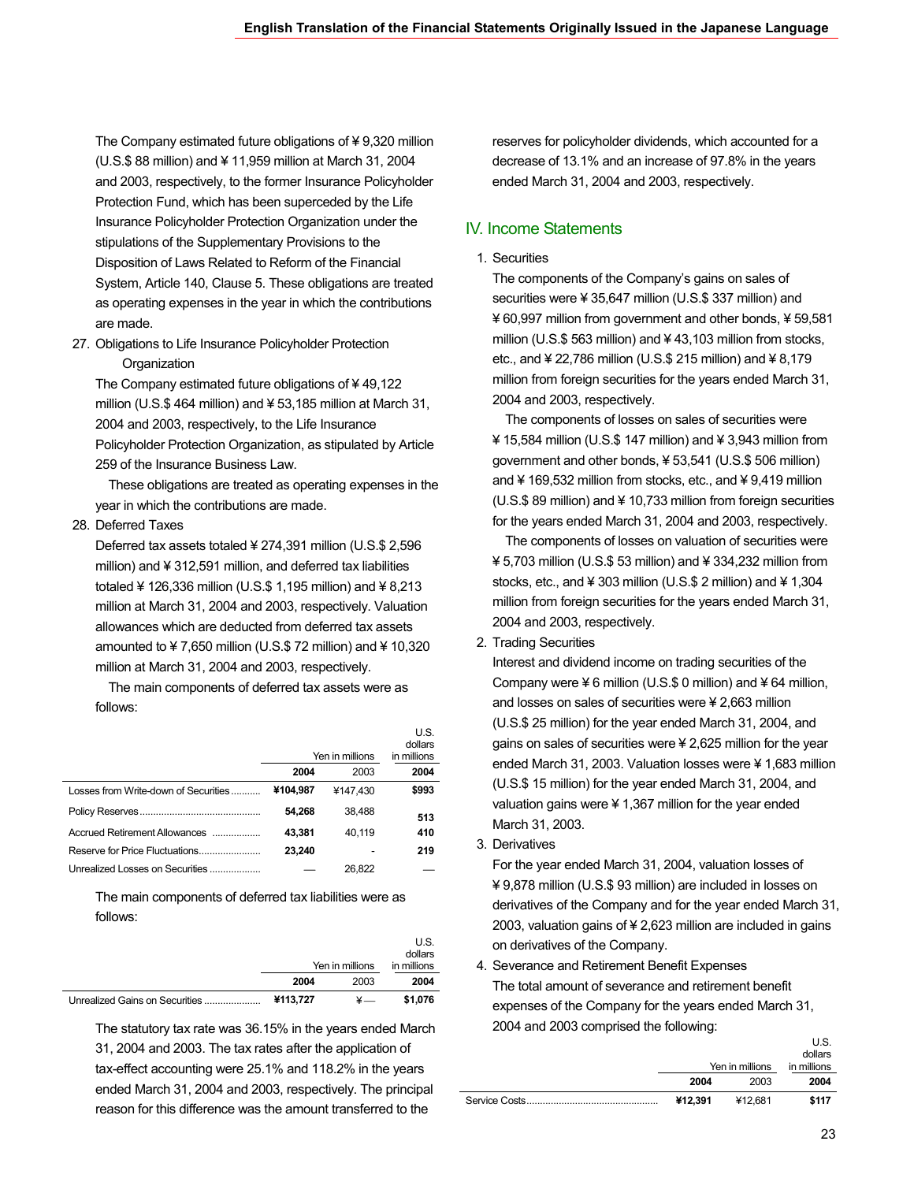The Company estimated future obligations of ¥ 9,320 million (U.S.$ 88 million) and ¥ 11,959 million at March 31, 2004 and 2003, respectively, to the former Insurance Policyholder Protection Fund, which has been superceded by the Life Insurance Policyholder Protection Organization under the stipulations of the Supplementary Provisions to the Disposition of Laws Related to Reform of the Financial System, Article 140, Clause 5. These obligations are treated as operating expenses in the year in which the contributions are made.

27. Obligations to Life Insurance Policyholder Protection Organization

   The Company estimated future obligations of ¥ 49,122 million (U.S.$ 464 million) and ¥ 53,185 million at March 31, 2004 and 2003, respectively, to the Life Insurance Policyholder Protection Organization, as stipulated by Article 259 of the Insurance Business Law.

   These obligations are treated as operating expenses in the year in which the contributions are made.

28. Deferred Taxes

   Deferred tax assets totaled ¥ 274,391 million (U.S.$ 2,596 million) and ¥ 312,591 million, and deferred tax liabilities totaled ¥ 126,336 million (U.S.$ 1,195 million) and ¥ 8,213 million at March 31, 2004 and 2003, respectively. Valuation allowances which are deducted from deferred tax assets amounted to ¥ 7,650 million (U.S.$ 72 million) and ¥ 10,320 million at March 31, 2004 and 2003, respectively.

   The main components of deferred tax assets were as follows:

| | Yen in millions | | U.S. dollars in millions |
|---|---|---|---|
| | **2004** | 2003 | **2004** |
| Losses from Write-down of Securities | **¥104,987** | ¥147,430 | **$993** |
| Policy Reserves | **54,268** | 38,488 | **513** |
| Accrued Retirement Allowances | **43,381** | 40,119 | **410** |
| Reserve for Price Fluctuations | **23,240** | - | **219** |
| Unrealized Losses on Securities | **—** | 26,822 | **—** |

   The main components of deferred tax liabilities were as follows:

| | Yen in millions | | U.S. dollars in millions |
|---|---|---|---|
| | **2004** | 2003 | **2004** |
| Unrealized Gains on Securities | **¥113,727** | ¥— | **$1,076** |

   The statutory tax rate was 36.15% in the years ended March 31, 2004 and 2003. The tax rates after the application of tax-effect accounting were 25.1% and 118.2% in the years ended March 31, 2004 and 2003, respectively. The principal reason for this difference was the amount transferred to the reserves for policyholder dividends, which accounted for a decrease of 13.1% and an increase of 97.8% in the years ended March 31, 2004 and 2003, respectively.

## IV. Income Statements

1. Securities

   The components of the Company's gains on sales of securities were ¥ 35,647 million (U.S.$ 337 million) and ¥ 60,997 million from government and other bonds, ¥ 59,581 million (U.S.$ 563 million) and ¥ 43,103 million from stocks, etc., and ¥ 22,786 million (U.S.$ 215 million) and ¥ 8,179 million from foreign securities for the years ended March 31, 2004 and 2003, respectively.

   The components of losses on sales of securities were ¥ 15,584 million (U.S.$ 147 million) and ¥ 3,943 million from government and other bonds, ¥ 53,541 (U.S.$ 506 million) and ¥ 169,532 million from stocks, etc., and ¥ 9,419 million (U.S.$ 89 million) and ¥ 10,733 million from foreign securities for the years ended March 31, 2004 and 2003, respectively.

   The components of losses on valuation of securities were ¥ 5,703 million (U.S.$ 53 million) and ¥ 334,232 million from stocks, etc., and ¥ 303 million (U.S.$ 2 million) and ¥ 1,304 million from foreign securities for the years ended March 31, 2004 and 2003, respectively.

2. Trading Securities

   Interest and dividend income on trading securities of the Company were ¥ 6 million (U.S.$ 0 million) and ¥ 64 million, and losses on sales of securities were ¥ 2,663 million (U.S.$ 25 million) for the year ended March 31, 2004, and gains on sales of securities were ¥ 2,625 million for the year ended March 31, 2003. Valuation losses were ¥ 1,683 million (U.S.$ 15 million) for the year ended March 31, 2004, and valuation gains were ¥ 1,367 million for the year ended March 31, 2003.

3. Derivatives

   For the year ended March 31, 2004, valuation losses of ¥ 9,878 million (U.S.$ 93 million) are included in losses on derivatives of the Company and for the year ended March 31, 2003, valuation gains of ¥ 2,623 million are included in gains on derivatives of the Company.

4. Severance and Retirement Benefit Expenses

   The total amount of severance and retirement benefit expenses of the Company for the years ended March 31, 2004 and 2003 comprised the following:

| | Yen in millions | | U.S. dollars in millions |
|---|---|---|---|
| | **2004** | 2003 | **2004** |
| Service Costs | **¥12,391** | ¥12,681 | **$117** |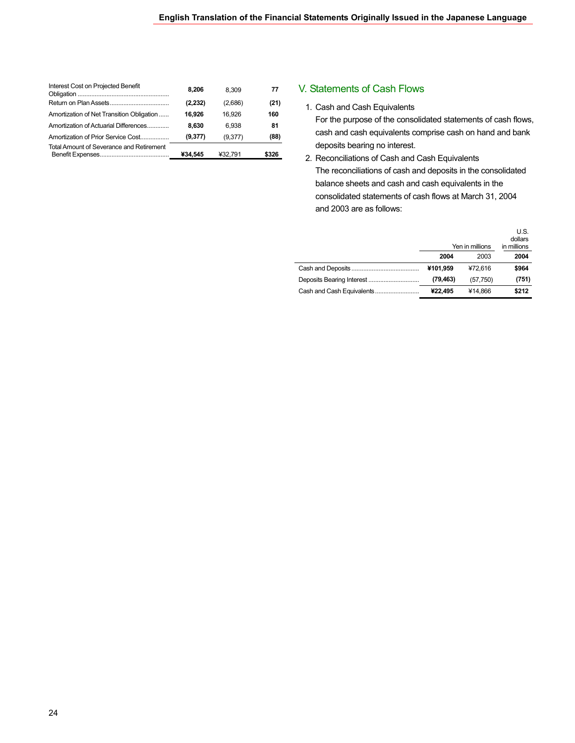| | | | |
|---|---|---|---|
| Interest Cost on Projected Benefit Obligation | **8,206** | 8,309 | **77** |
| Return on Plan Assets | **(2,232)** | (2,686) | **(21)** |
| Amortization of Net Transition Obligation | **16,926** | 16,926 | **160** |
| Amortization of Actuarial Differences | **8,630** | 6,938 | **81** |
| Amortization of Prior Service Cost | **(9,377)** | (9,377) | **(88)** |
| Total Amount of Severance and Retirement Benefit Expenses | **¥34,545** | ¥32,791 | **$326** |

## V. Statements of Cash Flows

1. Cash and Cash Equivalents

   For the purpose of the consolidated statements of cash flows, cash and cash equivalents comprise cash on hand and bank deposits bearing no interest.

2. Reconciliations of Cash and Cash Equivalents

   The reconciliations of cash and deposits in the consolidated balance sheets and cash and cash equivalents in the consolidated statements of cash flows at March 31, 2004 and 2003 are as follows:

| | Yen in millions | | U.S. dollars in millions |
|---|---|---|---|
| | **2004** | 2003 | **2004** |
| Cash and Deposits | **¥101,959** | ¥72,616 | **$964** |
| Deposits Bearing Interest | **(79,463)** | (57,750) | **(751)** |
| Cash and Cash Equivalents | **¥22,495** | ¥14,866 | **$212** |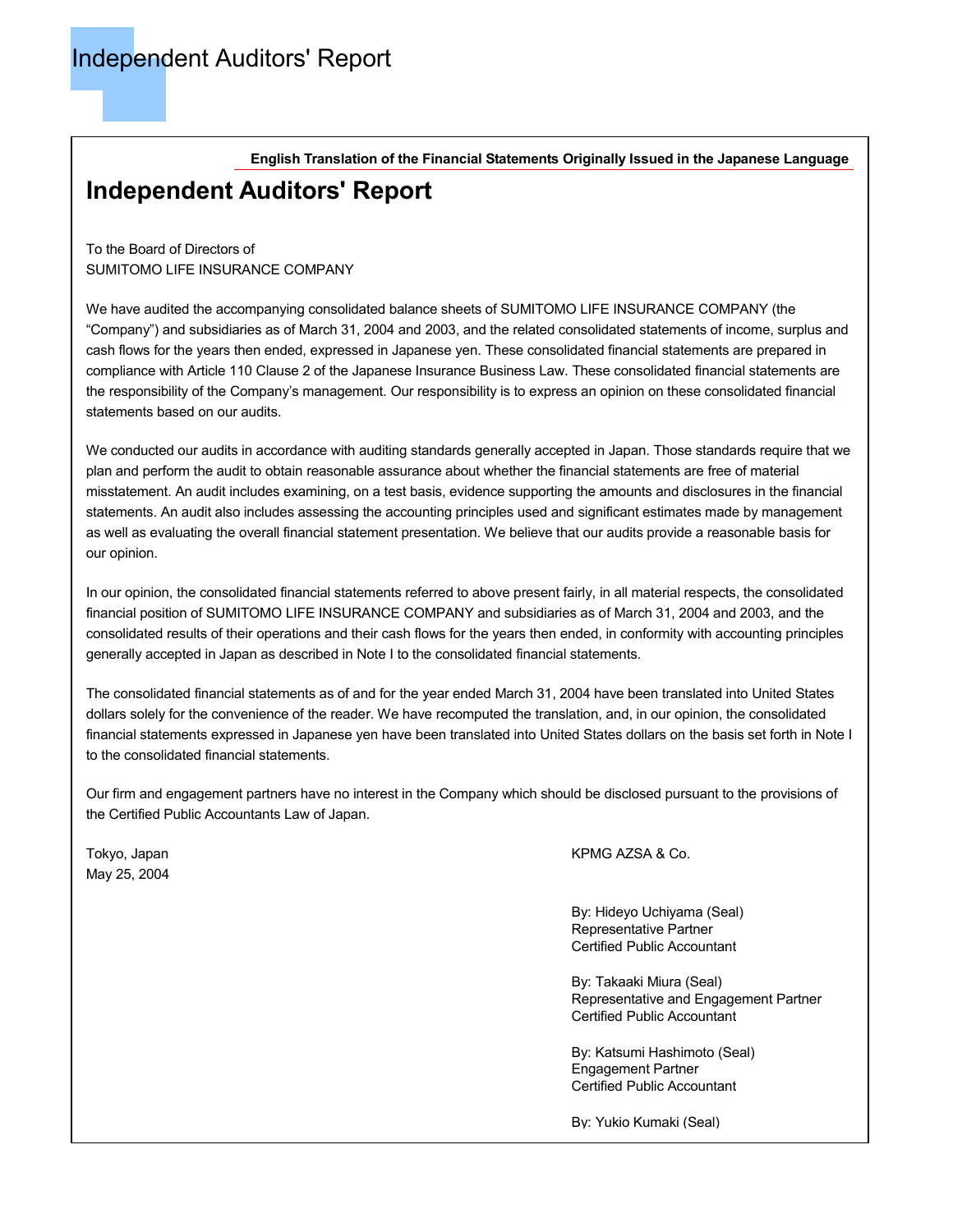# Independent Auditors' Report

**English Translation of the Financial Statements Originally Issued in the Japanese Language**

## Independent Auditors' Report

To the Board of Directors of
SUMITOMO LIFE INSURANCE COMPANY

We have audited the accompanying consolidated balance sheets of SUMITOMO LIFE INSURANCE COMPANY (the "Company") and subsidiaries as of March 31, 2004 and 2003, and the related consolidated statements of income, surplus and cash flows for the years then ended, expressed in Japanese yen. These consolidated financial statements are prepared in compliance with Article 110 Clause 2 of the Japanese Insurance Business Law. These consolidated financial statements are the responsibility of the Company's management. Our responsibility is to express an opinion on these consolidated financial statements based on our audits.

We conducted our audits in accordance with auditing standards generally accepted in Japan. Those standards require that we plan and perform the audit to obtain reasonable assurance about whether the financial statements are free of material misstatement. An audit includes examining, on a test basis, evidence supporting the amounts and disclosures in the financial statements. An audit also includes assessing the accounting principles used and significant estimates made by management as well as evaluating the overall financial statement presentation. We believe that our audits provide a reasonable basis for our opinion.

In our opinion, the consolidated financial statements referred to above present fairly, in all material respects, the consolidated financial position of SUMITOMO LIFE INSURANCE COMPANY and subsidiaries as of March 31, 2004 and 2003, and the consolidated results of their operations and their cash flows for the years then ended, in conformity with accounting principles generally accepted in Japan as described in Note I to the consolidated financial statements.

The consolidated financial statements as of and for the year ended March 31, 2004 have been translated into United States dollars solely for the convenience of the reader. We have recomputed the translation, and, in our opinion, the consolidated financial statements expressed in Japanese yen have been translated into United States dollars on the basis set forth in Note I to the consolidated financial statements.

Our firm and engagement partners have no interest in the Company which should be disclosed pursuant to the provisions of the Certified Public Accountants Law of Japan.

Tokyo, Japan
May 25, 2004

KPMG AZSA & Co.

By: Hideyo Uchiyama (Seal)
Representative Partner
Certified Public Accountant

By: Takaaki Miura (Seal)
Representative and Engagement Partner
Certified Public Accountant

By: Katsumi Hashimoto (Seal)
Engagement Partner
Certified Public Accountant

By: Yukio Kumaki (Seal)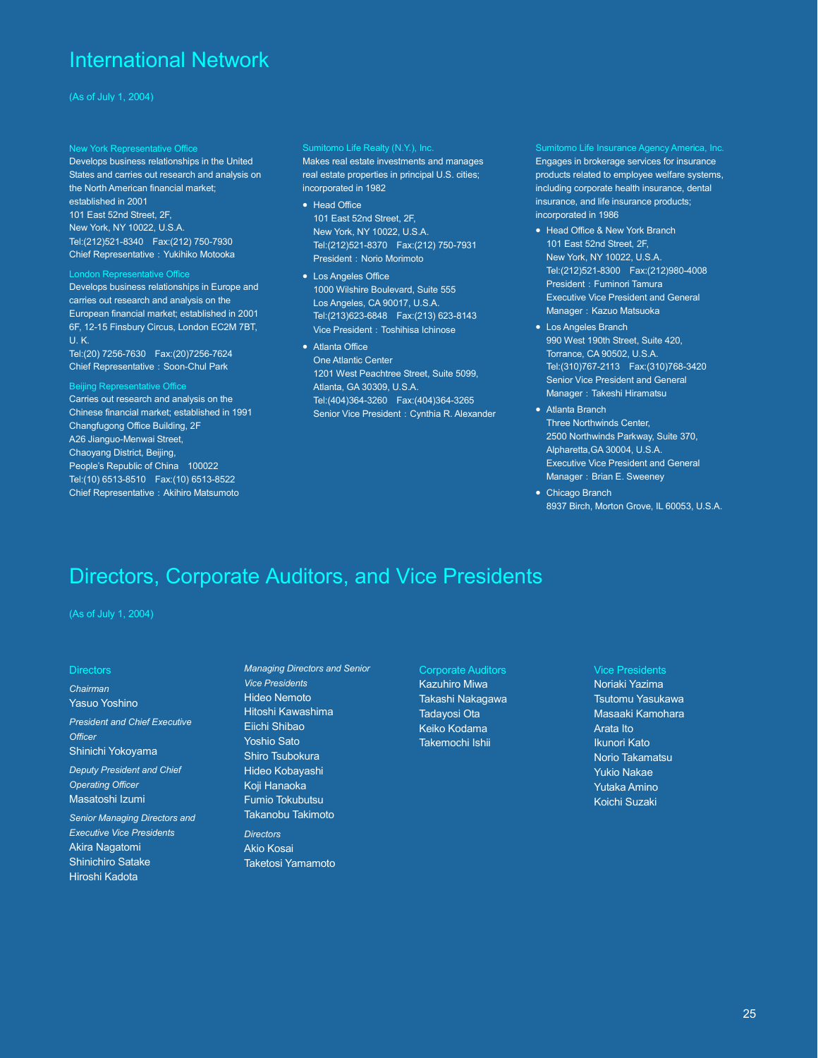# International Network

(As of July 1, 2004)

### New York Representative Office

Develops business relationships in the United States and carries out research and analysis on the North American financial market; established in 2001
101 East 52nd Street, 2F,
New York, NY 10022, U.S.A.
Tel:(212)521-8340　Fax:(212) 750-7930
Chief Representative：Yukihiko Motooka

### London Representative Office

Develops business relationships in Europe and carries out research and analysis on the European financial market; established in 2001
6F, 12-15 Finsbury Circus, London EC2M 7BT, U. K.
Tel:(20) 7256-7630　Fax:(20)7256-7624
Chief Representative：Soon-Chul Park

### Beijing Representative Office

Carries out research and analysis on the Chinese financial market; established in 1991
Changfugong Office Building, 2F
A26 Jianguo-Menwai Street,
Chaoyang District, Beijing,
People's Republic of China　100022
Tel:(10) 6513-8510　Fax:(10) 6513-8522
Chief Representative：Akihiro Matsumoto

### Sumitomo Life Realty (N.Y.), Inc.

Makes real estate investments and manages real estate properties in principal U.S. cities; incorporated in 1982

- Head Office
  101 East 52nd Street, 2F,
  New York, NY 10022, U.S.A.
  Tel:(212)521-8370　Fax:(212) 750-7931
  President：Norio Morimoto
- Los Angeles Office
  1000 Wilshire Boulevard, Suite 555
  Los Angeles, CA 90017, U.S.A.
  Tel:(213)623-6848　Fax:(213) 623-8143
  Vice President：Toshihisa Ichinose
- Atlanta Office
  One Atlantic Center
  1201 West Peachtree Street, Suite 5099,
  Atlanta, GA 30309, U.S.A.
  Tel:(404)364-3260　Fax:(404)364-3265
  Senior Vice President：Cynthia R. Alexander

### Sumitomo Life Insurance Agency America, Inc.

Engages in brokerage services for insurance products related to employee welfare systems, including corporate health insurance, dental insurance, and life insurance products; incorporated in 1986

- Head Office & New York Branch
  101 East 52nd Street, 2F,
  New York, NY 10022, U.S.A.
  Tel:(212)521-8300　Fax:(212)980-4008
  President：Fuminori Tamura
  Executive Vice President and General Manager：Kazuo Matsuoka
- Los Angeles Branch
  990 West 190th Street, Suite 420,
  Torrance, CA 90502, U.S.A.
  Tel:(310)767-2113　Fax:(310)768-3420
  Senior Vice President and General Manager：Takeshi Hiramatsu
- Atlanta Branch
  Three Northwinds Center,
  2500 Northwinds Parkway, Suite 370,
  Alpharetta,GA 30004, U.S.A.
  Executive Vice President and General Manager：Brian E. Sweeney
- Chicago Branch
  8937 Birch, Morton Grove, IL 60053, U.S.A.

# Directors, Corporate Auditors, and Vice Presidents

(As of July 1, 2004)

### Directors

*Chairman*
Yasuo Yoshino

*President and Chief Executive Officer*
Shinichi Yokoyama

*Deputy President and Chief Operating Officer*
Masatoshi Izumi

*Senior Managing Directors and Executive Vice Presidents*
Akira Nagatomi
Shinichiro Satake
Hiroshi Kadota

*Managing Directors and Senior Vice Presidents*
Hideo Nemoto
Hitoshi Kawashima
Eiichi Shibao
Yoshio Sato
Shiro Tsubokura
Hideo Kobayashi
Koji Hanaoka
Fumio Tokubutsu
Takanobu Takimoto

*Directors*
Akio Kosai
Taketosi Yamamoto

### Corporate Auditors

Kazuhiro Miwa
Takashi Nakagawa
Tadayosi Ota
Keiko Kodama
Takemochi Ishii

### Vice Presidents

Noriaki Yazima
Tsutomu Yasukawa
Masaaki Kamohara
Arata Ito
Ikunori Kato
Norio Takamatsu
Yukio Nakae
Yutaka Amino
Koichi Suzaki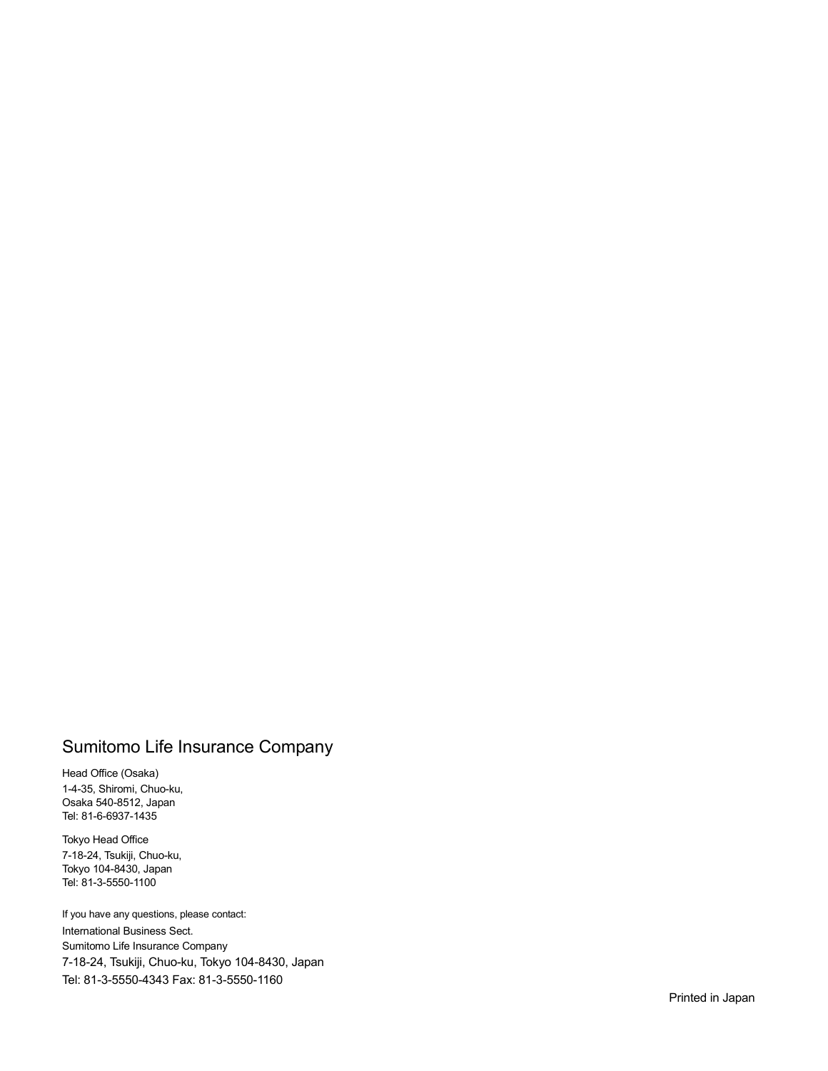## Sumitomo Life Insurance Company

Head Office (Osaka)
1-4-35, Shiromi, Chuo-ku,
Osaka 540-8512, Japan
Tel: 81-6-6937-1435

Tokyo Head Office
7-18-24, Tsukiji, Chuo-ku,
Tokyo 104-8430, Japan
Tel: 81-3-5550-1100

If you have any questions, please contact:
International Business Sect.
Sumitomo Life Insurance Company
7-18-24, Tsukiji, Chuo-ku, Tokyo 104-8430, Japan
Tel: 81-3-5550-4343 Fax: 81-3-5550-1160

Printed in Japan